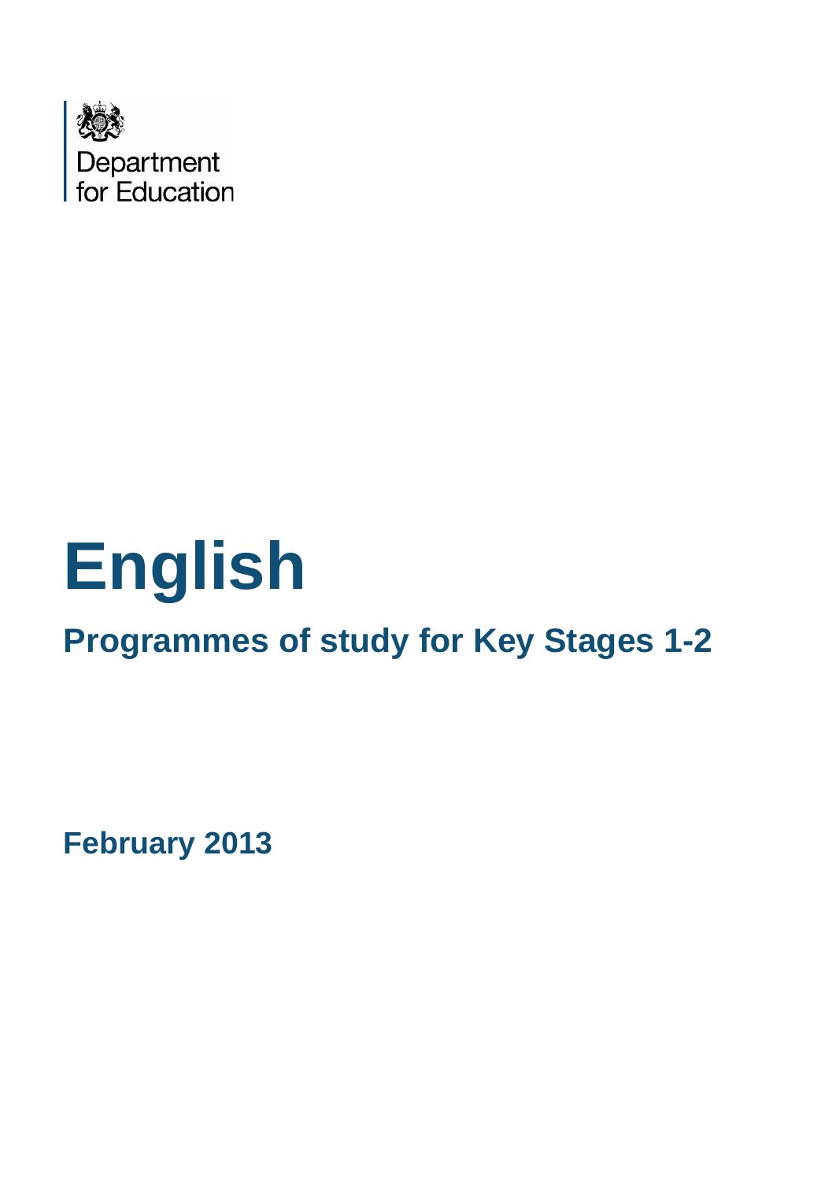Department
for Education

# English

## Programmes of study for Key Stages 1-2

**February 2013**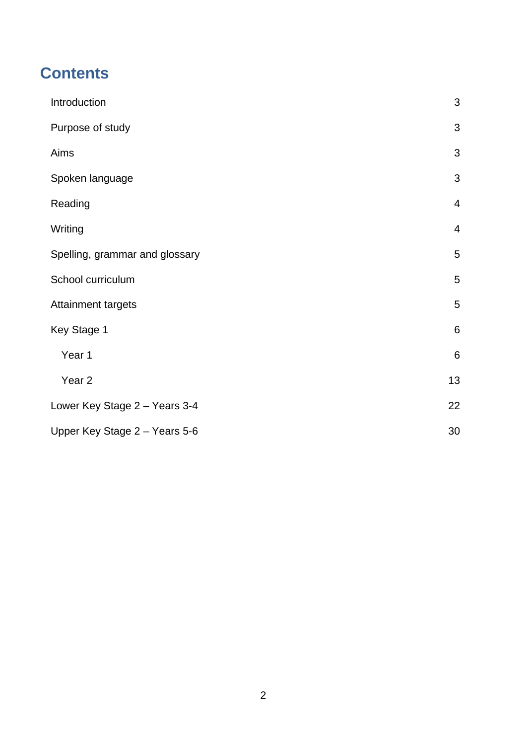# Contents

| | |
|---|---|
| Introduction | 3 |
| Purpose of study | 3 |
| Aims | 3 |
| Spoken language | 3 |
| Reading | 4 |
| Writing | 4 |
| Spelling, grammar and glossary | 5 |
| School curriculum | 5 |
| Attainment targets | 5 |
| Key Stage 1 | 6 |
| Year 1 | 6 |
| Year 2 | 13 |
| Lower Key Stage 2 – Years 3-4 | 22 |
| Upper Key Stage 2 – Years 5-6 | 30 |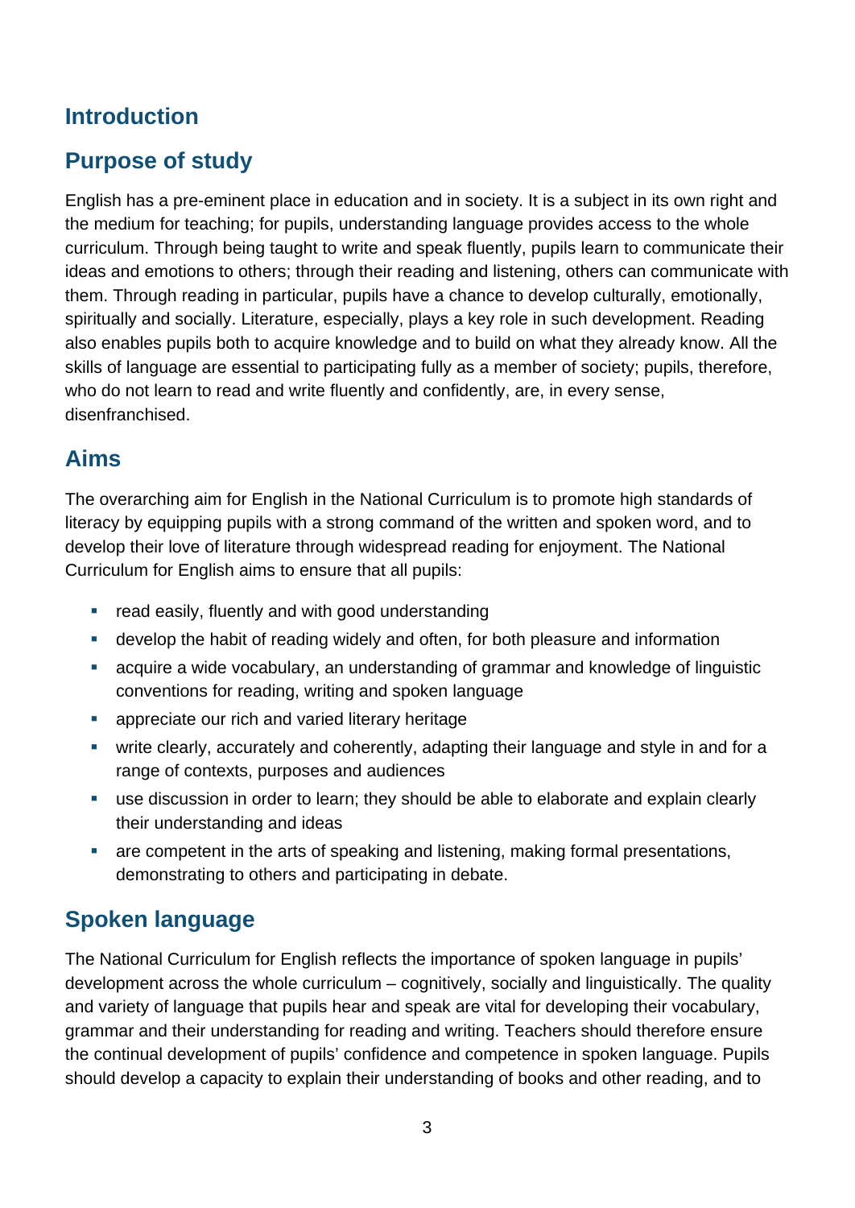## Introduction

## Purpose of study

English has a pre-eminent place in education and in society. It is a subject in its own right and the medium for teaching; for pupils, understanding language provides access to the whole curriculum. Through being taught to write and speak fluently, pupils learn to communicate their ideas and emotions to others; through their reading and listening, others can communicate with them. Through reading in particular, pupils have a chance to develop culturally, emotionally, spiritually and socially. Literature, especially, plays a key role in such development. Reading also enables pupils both to acquire knowledge and to build on what they already know. All the skills of language are essential to participating fully as a member of society; pupils, therefore, who do not learn to read and write fluently and confidently, are, in every sense, disenfranchised.

## Aims

The overarching aim for English in the National Curriculum is to promote high standards of literacy by equipping pupils with a strong command of the written and spoken word, and to develop their love of literature through widespread reading for enjoyment. The National Curriculum for English aims to ensure that all pupils:

- read easily, fluently and with good understanding
- develop the habit of reading widely and often, for both pleasure and information
- acquire a wide vocabulary, an understanding of grammar and knowledge of linguistic conventions for reading, writing and spoken language
- appreciate our rich and varied literary heritage
- write clearly, accurately and coherently, adapting their language and style in and for a range of contexts, purposes and audiences
- use discussion in order to learn; they should be able to elaborate and explain clearly their understanding and ideas
- are competent in the arts of speaking and listening, making formal presentations, demonstrating to others and participating in debate.

## Spoken language

The National Curriculum for English reflects the importance of spoken language in pupils' development across the whole curriculum – cognitively, socially and linguistically. The quality and variety of language that pupils hear and speak are vital for developing their vocabulary, grammar and their understanding for reading and writing. Teachers should therefore ensure the continual development of pupils' confidence and competence in spoken language. Pupils should develop a capacity to explain their understanding of books and other reading, and to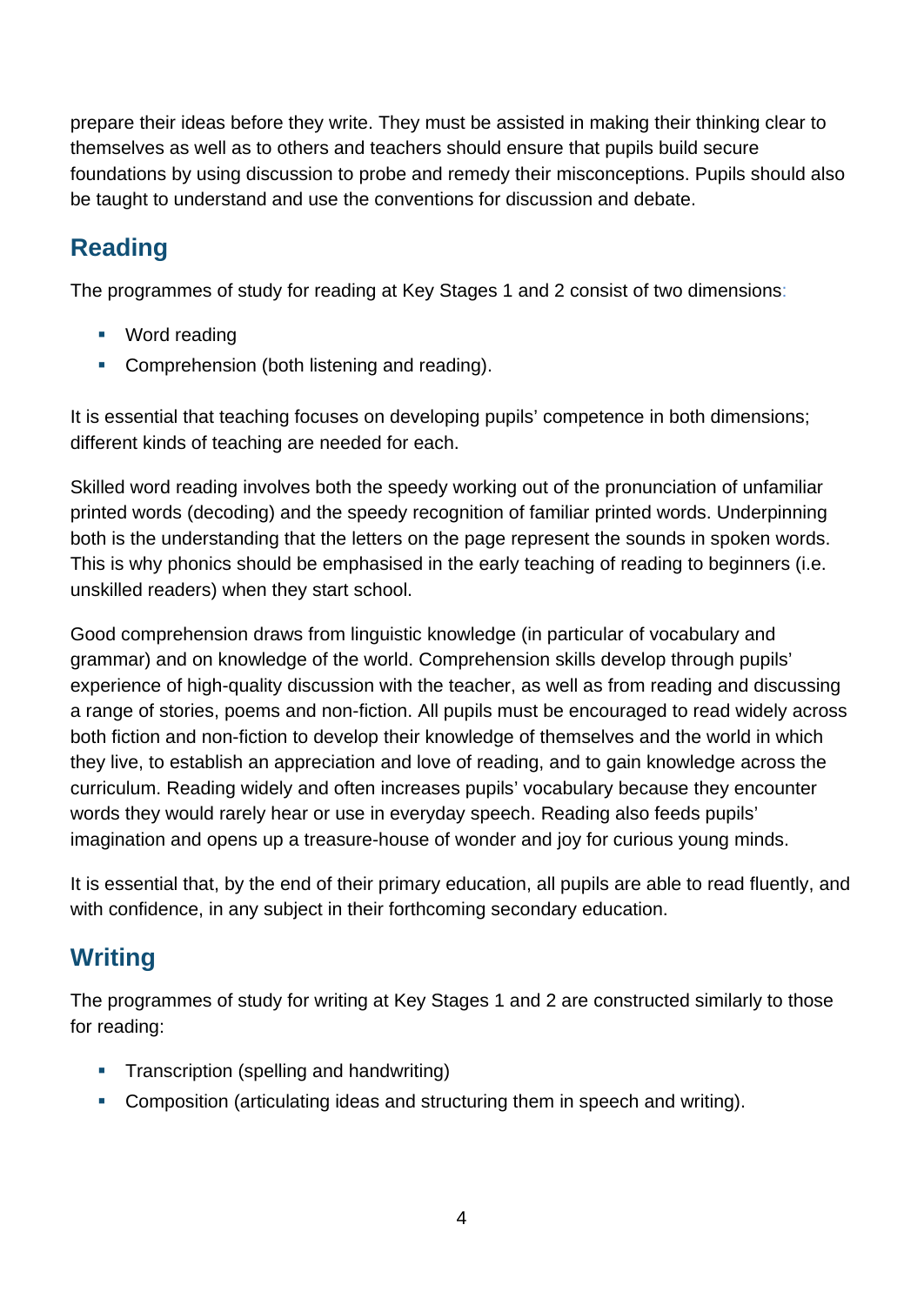prepare their ideas before they write. They must be assisted in making their thinking clear to themselves as well as to others and teachers should ensure that pupils build secure foundations by using discussion to probe and remedy their misconceptions. Pupils should also be taught to understand and use the conventions for discussion and debate.

## Reading

The programmes of study for reading at Key Stages 1 and 2 consist of two dimensions:

- Word reading
- Comprehension (both listening and reading).

It is essential that teaching focuses on developing pupils' competence in both dimensions; different kinds of teaching are needed for each.

Skilled word reading involves both the speedy working out of the pronunciation of unfamiliar printed words (decoding) and the speedy recognition of familiar printed words. Underpinning both is the understanding that the letters on the page represent the sounds in spoken words. This is why phonics should be emphasised in the early teaching of reading to beginners (i.e. unskilled readers) when they start school.

Good comprehension draws from linguistic knowledge (in particular of vocabulary and grammar) and on knowledge of the world. Comprehension skills develop through pupils' experience of high-quality discussion with the teacher, as well as from reading and discussing a range of stories, poems and non-fiction. All pupils must be encouraged to read widely across both fiction and non-fiction to develop their knowledge of themselves and the world in which they live, to establish an appreciation and love of reading, and to gain knowledge across the curriculum. Reading widely and often increases pupils' vocabulary because they encounter words they would rarely hear or use in everyday speech. Reading also feeds pupils' imagination and opens up a treasure-house of wonder and joy for curious young minds.

It is essential that, by the end of their primary education, all pupils are able to read fluently, and with confidence, in any subject in their forthcoming secondary education.

## Writing

The programmes of study for writing at Key Stages 1 and 2 are constructed similarly to those for reading:

- Transcription (spelling and handwriting)
- Composition (articulating ideas and structuring them in speech and writing).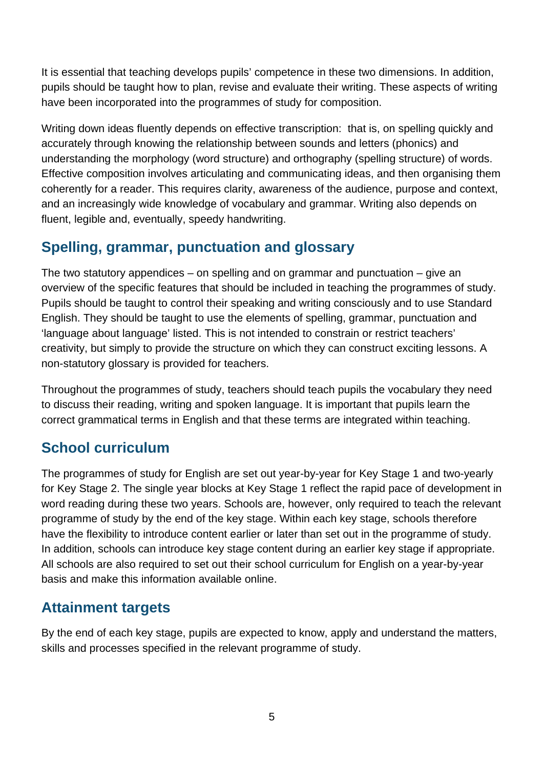It is essential that teaching develops pupils' competence in these two dimensions. In addition, pupils should be taught how to plan, revise and evaluate their writing. These aspects of writing have been incorporated into the programmes of study for composition.

Writing down ideas fluently depends on effective transcription: that is, on spelling quickly and accurately through knowing the relationship between sounds and letters (phonics) and understanding the morphology (word structure) and orthography (spelling structure) of words. Effective composition involves articulating and communicating ideas, and then organising them coherently for a reader. This requires clarity, awareness of the audience, purpose and context, and an increasingly wide knowledge of vocabulary and grammar. Writing also depends on fluent, legible and, eventually, speedy handwriting.

## Spelling, grammar, punctuation and glossary

The two statutory appendices – on spelling and on grammar and punctuation – give an overview of the specific features that should be included in teaching the programmes of study. Pupils should be taught to control their speaking and writing consciously and to use Standard English. They should be taught to use the elements of spelling, grammar, punctuation and 'language about language' listed. This is not intended to constrain or restrict teachers' creativity, but simply to provide the structure on which they can construct exciting lessons. A non-statutory glossary is provided for teachers.

Throughout the programmes of study, teachers should teach pupils the vocabulary they need to discuss their reading, writing and spoken language. It is important that pupils learn the correct grammatical terms in English and that these terms are integrated within teaching.

## School curriculum

The programmes of study for English are set out year-by-year for Key Stage 1 and two-yearly for Key Stage 2. The single year blocks at Key Stage 1 reflect the rapid pace of development in word reading during these two years. Schools are, however, only required to teach the relevant programme of study by the end of the key stage. Within each key stage, schools therefore have the flexibility to introduce content earlier or later than set out in the programme of study. In addition, schools can introduce key stage content during an earlier key stage if appropriate. All schools are also required to set out their school curriculum for English on a year-by-year basis and make this information available online.

## Attainment targets

By the end of each key stage, pupils are expected to know, apply and understand the matters, skills and processes specified in the relevant programme of study.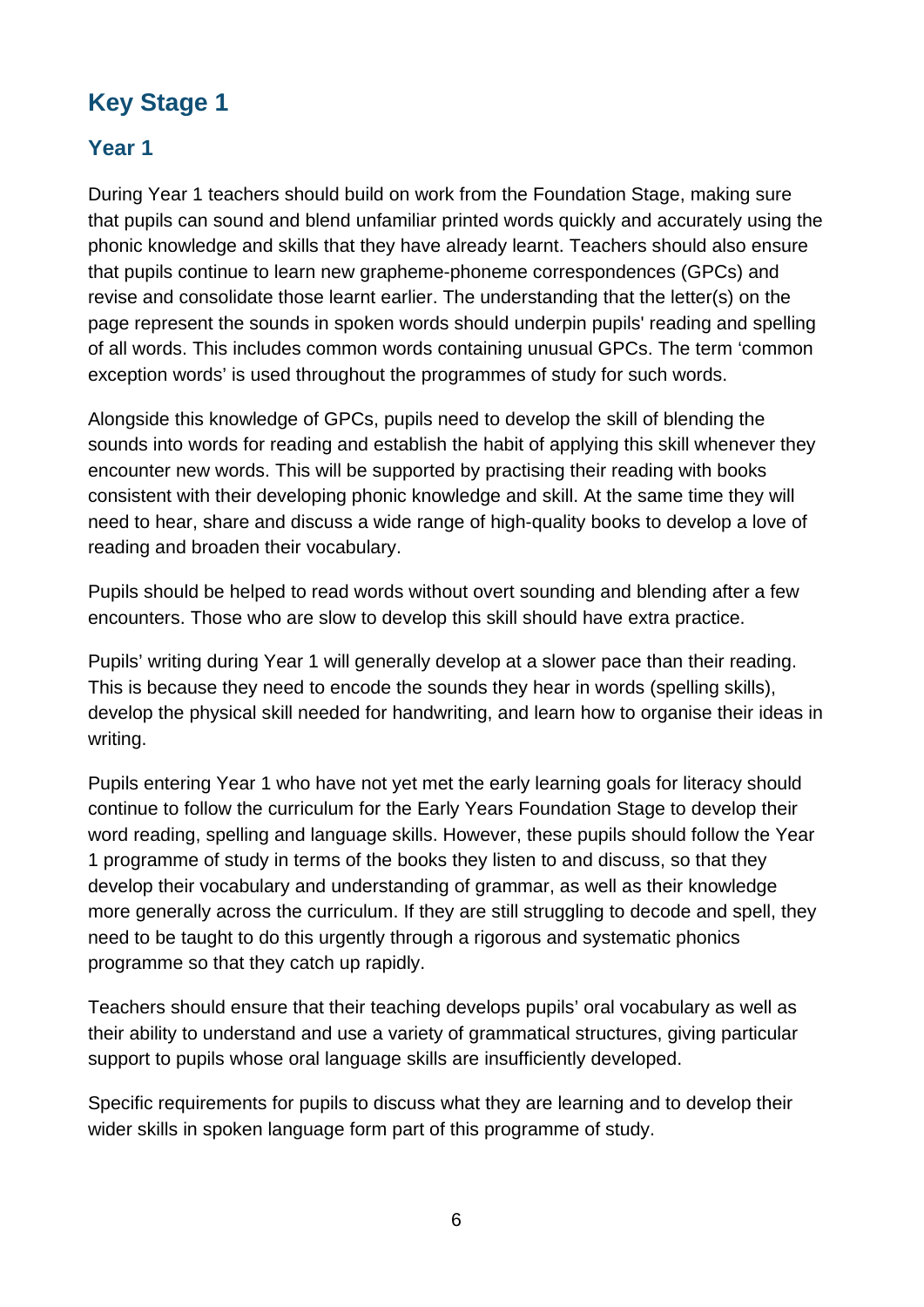## Key Stage 1

### Year 1

During Year 1 teachers should build on work from the Foundation Stage, making sure that pupils can sound and blend unfamiliar printed words quickly and accurately using the phonic knowledge and skills that they have already learnt. Teachers should also ensure that pupils continue to learn new grapheme-phoneme correspondences (GPCs) and revise and consolidate those learnt earlier. The understanding that the letter(s) on the page represent the sounds in spoken words should underpin pupils' reading and spelling of all words. This includes common words containing unusual GPCs. The term 'common exception words' is used throughout the programmes of study for such words.

Alongside this knowledge of GPCs, pupils need to develop the skill of blending the sounds into words for reading and establish the habit of applying this skill whenever they encounter new words. This will be supported by practising their reading with books consistent with their developing phonic knowledge and skill. At the same time they will need to hear, share and discuss a wide range of high-quality books to develop a love of reading and broaden their vocabulary.

Pupils should be helped to read words without overt sounding and blending after a few encounters. Those who are slow to develop this skill should have extra practice.

Pupils' writing during Year 1 will generally develop at a slower pace than their reading. This is because they need to encode the sounds they hear in words (spelling skills), develop the physical skill needed for handwriting, and learn how to organise their ideas in writing.

Pupils entering Year 1 who have not yet met the early learning goals for literacy should continue to follow the curriculum for the Early Years Foundation Stage to develop their word reading, spelling and language skills. However, these pupils should follow the Year 1 programme of study in terms of the books they listen to and discuss, so that they develop their vocabulary and understanding of grammar, as well as their knowledge more generally across the curriculum. If they are still struggling to decode and spell, they need to be taught to do this urgently through a rigorous and systematic phonics programme so that they catch up rapidly.

Teachers should ensure that their teaching develops pupils' oral vocabulary as well as their ability to understand and use a variety of grammatical structures, giving particular support to pupils whose oral language skills are insufficiently developed.

Specific requirements for pupils to discuss what they are learning and to develop their wider skills in spoken language form part of this programme of study.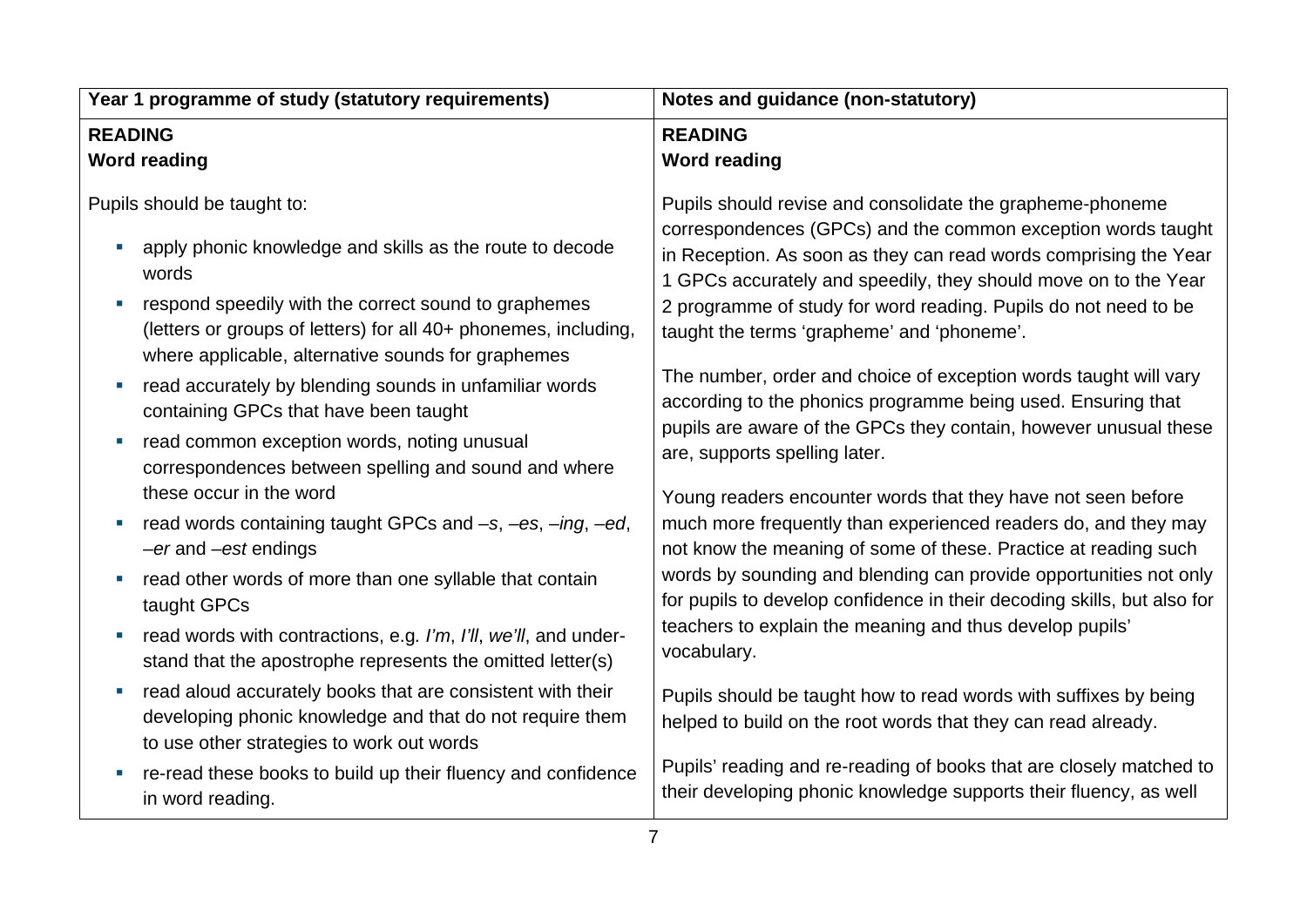| Year 1 programme of study (statutory requirements) | Notes and guidance (non-statutory) |
| --- | --- |
| **READING**<br>**Word reading**<br><br>Pupils should be taught to:<br>- apply phonic knowledge and skills as the route to decode words<br>- respond speedily with the correct sound to graphemes (letters or groups of letters) for all 40+ phonemes, including, where applicable, alternative sounds for graphemes<br>- read accurately by blending sounds in unfamiliar words containing GPCs that have been taught<br>- read common exception words, noting unusual correspondences between spelling and sound and where these occur in the word<br>- read words containing taught GPCs and *–s*, *–es*, *–ing*, *–ed*, *–er* and *–est* endings<br>- read other words of more than one syllable that contain taught GPCs<br>- read words with contractions, e.g. *I'm*, *I'll*, *we'll*, and understand that the apostrophe represents the omitted letter(s)<br>- read aloud accurately books that are consistent with their developing phonic knowledge and that do not require them to use other strategies to work out words<br>- re-read these books to build up their fluency and confidence in word reading. | **READING**<br>**Word reading**<br><br>Pupils should revise and consolidate the grapheme-phoneme correspondences (GPCs) and the common exception words taught in Reception. As soon as they can read words comprising the Year 1 GPCs accurately and speedily, they should move on to the Year 2 programme of study for word reading. Pupils do not need to be taught the terms 'grapheme' and 'phoneme'.<br><br>The number, order and choice of exception words taught will vary according to the phonics programme being used. Ensuring that pupils are aware of the GPCs they contain, however unusual these are, supports spelling later.<br><br>Young readers encounter words that they have not seen before much more frequently than experienced readers do, and they may not know the meaning of some of these. Practice at reading such words by sounding and blending can provide opportunities not only for pupils to develop confidence in their decoding skills, but also for teachers to explain the meaning and thus develop pupils' vocabulary.<br><br>Pupils should be taught how to read words with suffixes by being helped to build on the root words that they can read already.<br><br>Pupils' reading and re-reading of books that are closely matched to their developing phonic knowledge supports their fluency, as well |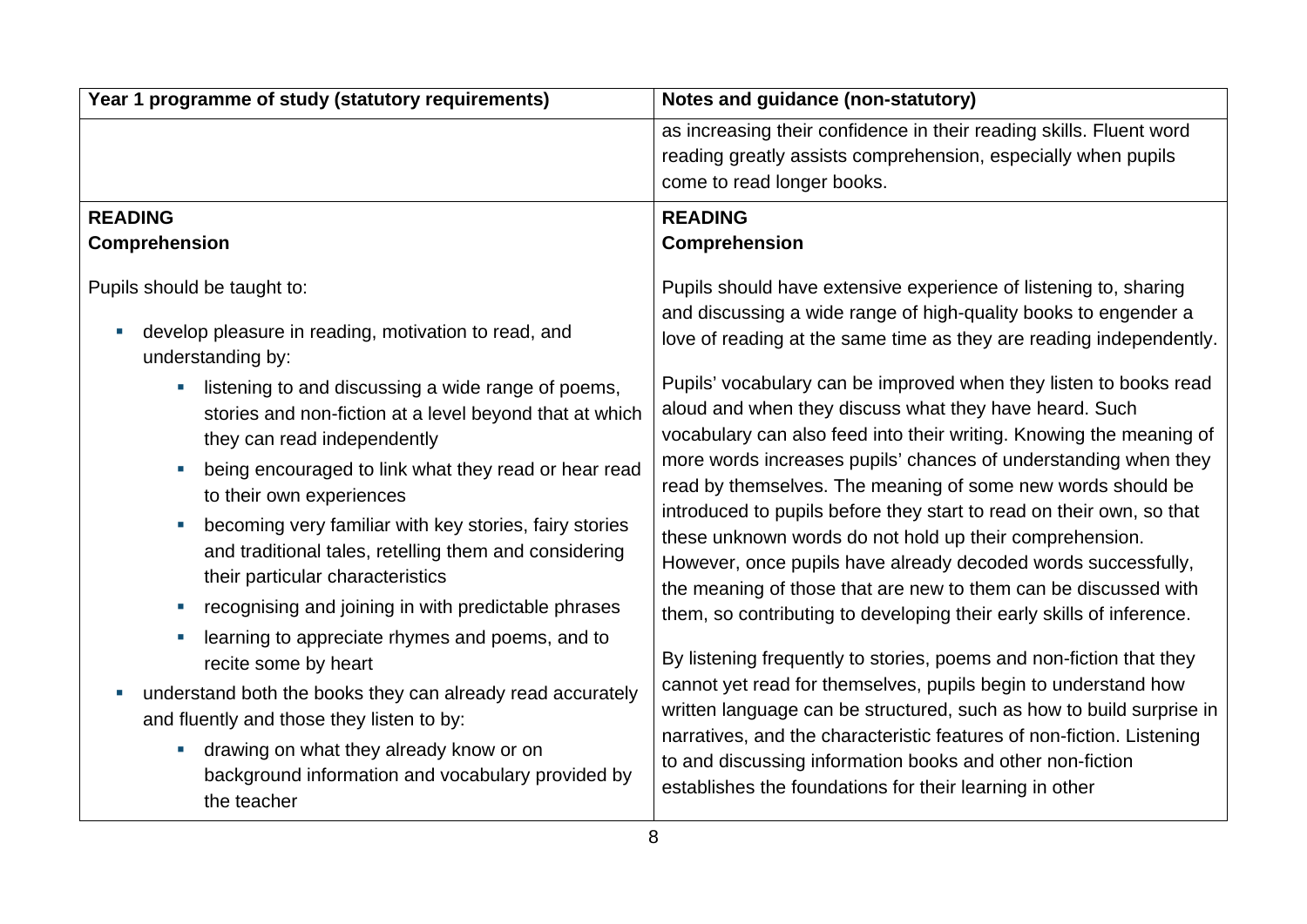| Year 1 programme of study (statutory requirements) | Notes and guidance (non-statutory) |
|---|---|
| | as increasing their confidence in their reading skills. Fluent word reading greatly assists comprehension, especially when pupils come to read longer books. |
| **READING**<br>**Comprehension**<br><br>Pupils should be taught to:<br><br>- develop pleasure in reading, motivation to read, and understanding by:<br>  - listening to and discussing a wide range of poems, stories and non-fiction at a level beyond that at which they can read independently<br>  - being encouraged to link what they read or hear read to their own experiences<br>  - becoming very familiar with key stories, fairy stories and traditional tales, retelling them and considering their particular characteristics<br>  - recognising and joining in with predictable phrases<br>  - learning to appreciate rhymes and poems, and to recite some by heart<br>- understand both the books they can already read accurately and fluently and those they listen to by:<br>  - drawing on what they already know or on background information and vocabulary provided by the teacher | **READING**<br>**Comprehension**<br><br>Pupils should have extensive experience of listening to, sharing and discussing a wide range of high-quality books to engender a love of reading at the same time as they are reading independently.<br><br>Pupils' vocabulary can be improved when they listen to books read aloud and when they discuss what they have heard. Such vocabulary can also feed into their writing. Knowing the meaning of more words increases pupils' chances of understanding when they read by themselves. The meaning of some new words should be introduced to pupils before they start to read on their own, so that these unknown words do not hold up their comprehension. However, once pupils have already decoded words successfully, the meaning of those that are new to them can be discussed with them, so contributing to developing their early skills of inference.<br><br>By listening frequently to stories, poems and non-fiction that they cannot yet read for themselves, pupils begin to understand how written language can be structured, such as how to build surprise in narratives, and the characteristic features of non-fiction. Listening to and discussing information books and other non-fiction establishes the foundations for their learning in other |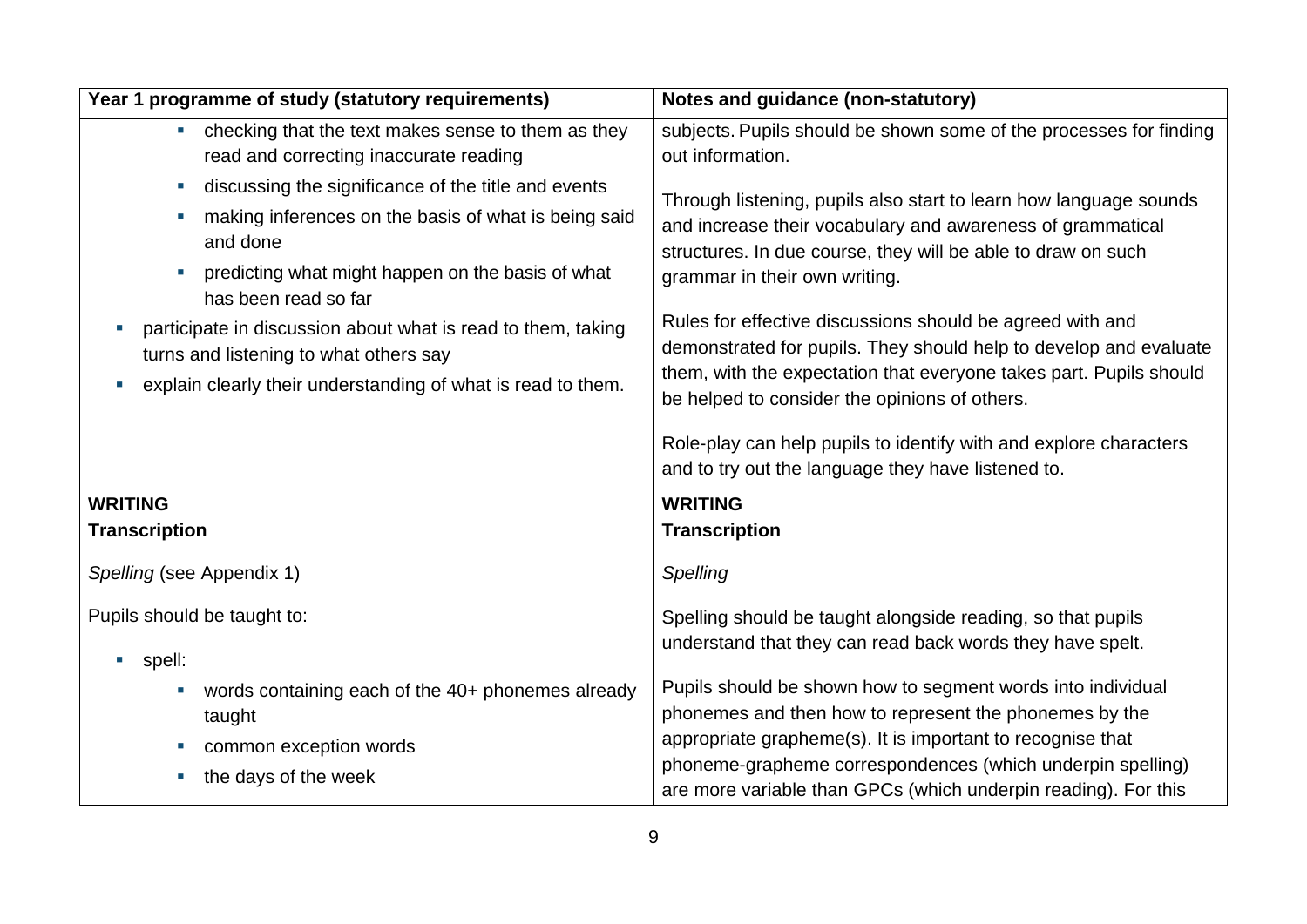| Year 1 programme of study (statutory requirements) | Notes and guidance (non-statutory) |
| --- | --- |
| - checking that the text makes sense to them as they read and correcting inaccurate reading<br>- discussing the significance of the title and events<br>- making inferences on the basis of what is being said and done<br>- predicting what might happen on the basis of what has been read so far<br><br>- participate in discussion about what is read to them, taking turns and listening to what others say<br>- explain clearly their understanding of what is read to them. | subjects. Pupils should be shown some of the processes for finding out information.<br><br>Through listening, pupils also start to learn how language sounds and increase their vocabulary and awareness of grammatical structures. In due course, they will be able to draw on such grammar in their own writing.<br><br>Rules for effective discussions should be agreed with and demonstrated for pupils. They should help to develop and evaluate them, with the expectation that everyone takes part. Pupils should be helped to consider the opinions of others.<br><br>Role-play can help pupils to identify with and explore characters and to try out the language they have listened to. |
| **WRITING**<br>**Transcription**<br><br>*Spelling* (see Appendix 1)<br><br>Pupils should be taught to:<br><br>- spell:<br>  - words containing each of the 40+ phonemes already taught<br>  - common exception words<br>  - the days of the week | **WRITING**<br>**Transcription**<br><br>*Spelling*<br><br>Spelling should be taught alongside reading, so that pupils understand that they can read back words they have spelt.<br><br>Pupils should be shown how to segment words into individual phonemes and then how to represent the phonemes by the appropriate grapheme(s). It is important to recognise that phoneme-grapheme correspondences (which underpin spelling) are more variable than GPCs (which underpin reading). For this |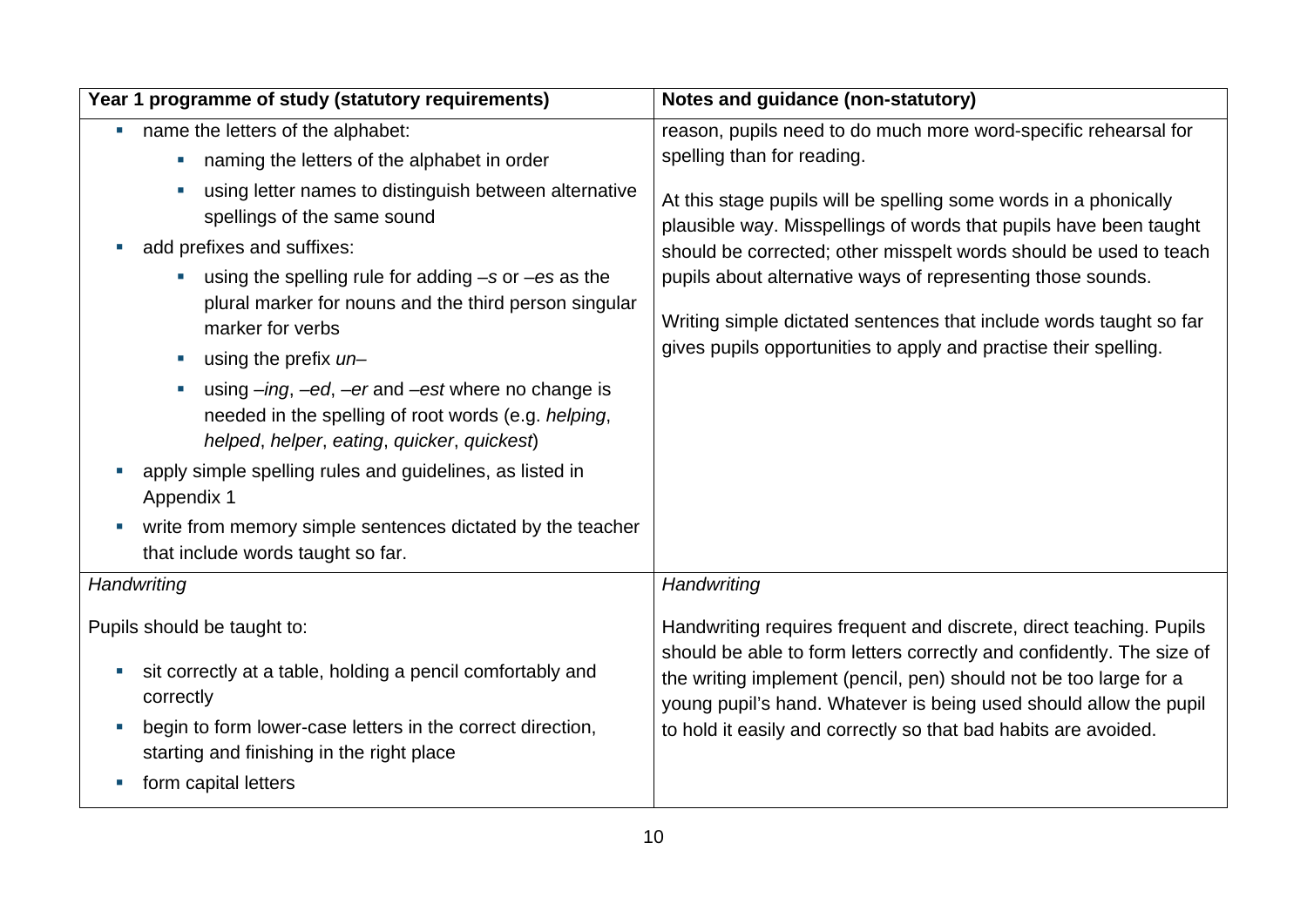| Year 1 programme of study (statutory requirements) | Notes and guidance (non-statutory) |
| --- | --- |
| • name the letters of the alphabet:<br>  • naming the letters of the alphabet in order<br>  • using letter names to distinguish between alternative spellings of the same sound<br>• add prefixes and suffixes:<br>  • using the spelling rule for adding –*s* or –*es* as the plural marker for nouns and the third person singular marker for verbs<br>  • using the prefix *un*–<br>  • using –*ing*, –*ed*, –*er* and –*est* where no change is needed in the spelling of root words (e.g. *helping*, *helped*, *helper*, *eating*, *quicker*, *quickest*)<br>• apply simple spelling rules and guidelines, as listed in Appendix 1<br>• write from memory simple sentences dictated by the teacher that include words taught so far. | reason, pupils need to do much more word-specific rehearsal for spelling than for reading.<br><br>At this stage pupils will be spelling some words in a phonically plausible way. Misspellings of words that pupils have been taught should be corrected; other misspelt words should be used to teach pupils about alternative ways of representing those sounds.<br><br>Writing simple dictated sentences that include words taught so far gives pupils opportunities to apply and practise their spelling. |
| *Handwriting*<br><br>Pupils should be taught to:<br>• sit correctly at a table, holding a pencil comfortably and correctly<br>• begin to form lower-case letters in the correct direction, starting and finishing in the right place<br>• form capital letters | *Handwriting*<br><br>Handwriting requires frequent and discrete, direct teaching. Pupils should be able to form letters correctly and confidently. The size of the writing implement (pencil, pen) should not be too large for a young pupil's hand. Whatever is being used should allow the pupil to hold it easily and correctly so that bad habits are avoided. |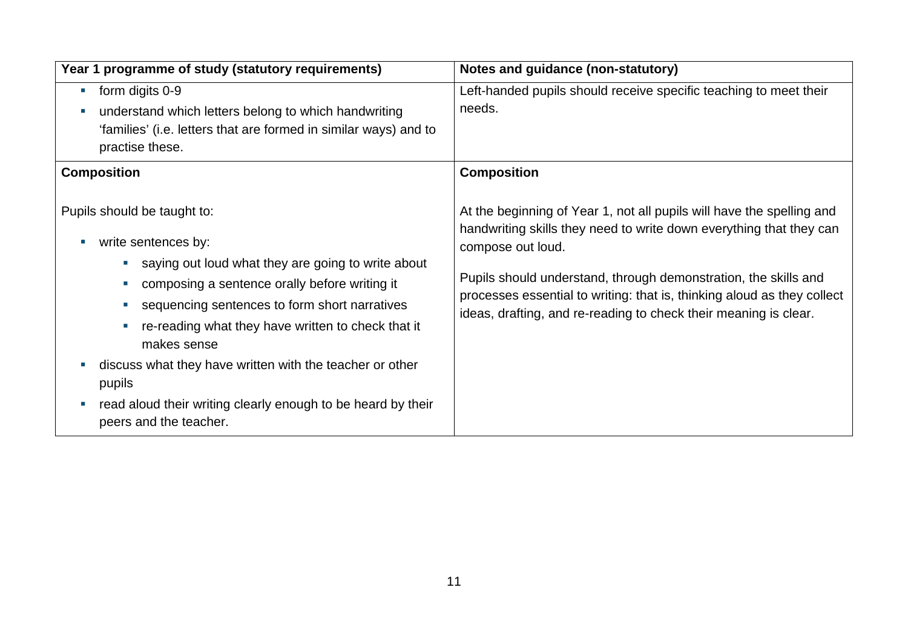| Year 1 programme of study (statutory requirements) | Notes and guidance (non-statutory) |
|---|---|
| • form digits 0-9<br>• understand which letters belong to which handwriting 'families' (i.e. letters that are formed in similar ways) and to practise these. | Left-handed pupils should receive specific teaching to meet their needs. |
| **Composition**<br><br>Pupils should be taught to:<br>• write sentences by:<br>&nbsp;&nbsp;&nbsp;&nbsp;▪ saying out loud what they are going to write about<br>&nbsp;&nbsp;&nbsp;&nbsp;▪ composing a sentence orally before writing it<br>&nbsp;&nbsp;&nbsp;&nbsp;▪ sequencing sentences to form short narratives<br>&nbsp;&nbsp;&nbsp;&nbsp;▪ re-reading what they have written to check that it makes sense<br>• discuss what they have written with the teacher or other pupils<br>• read aloud their writing clearly enough to be heard by their peers and the teacher. | **Composition**<br><br>At the beginning of Year 1, not all pupils will have the spelling and handwriting skills they need to write down everything that they can compose out loud.<br><br>Pupils should understand, through demonstration, the skills and processes essential to writing: that is, thinking aloud as they collect ideas, drafting, and re-reading to check their meaning is clear. |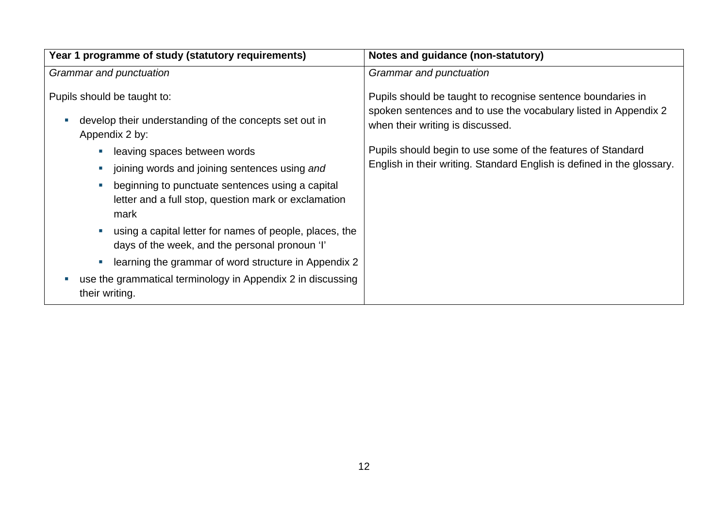| Year 1 programme of study (statutory requirements) | Notes and guidance (non-statutory) |
|---|---|
| *Grammar and punctuation*<br><br>Pupils should be taught to:<br><br>- develop their understanding of the concepts set out in Appendix 2 by:<br>    - leaving spaces between words<br>    - joining words and joining sentences using *and*<br>    - beginning to punctuate sentences using a capital letter and a full stop, question mark or exclamation mark<br>    - using a capital letter for names of people, places, the days of the week, and the personal pronoun 'I'<br>    - learning the grammar of word structure in Appendix 2<br>- use the grammatical terminology in Appendix 2 in discussing their writing. | *Grammar and punctuation*<br><br>Pupils should be taught to recognise sentence boundaries in spoken sentences and to use the vocabulary listed in Appendix 2 when their writing is discussed.<br><br>Pupils should begin to use some of the features of Standard English in their writing. Standard English is defined in the glossary. |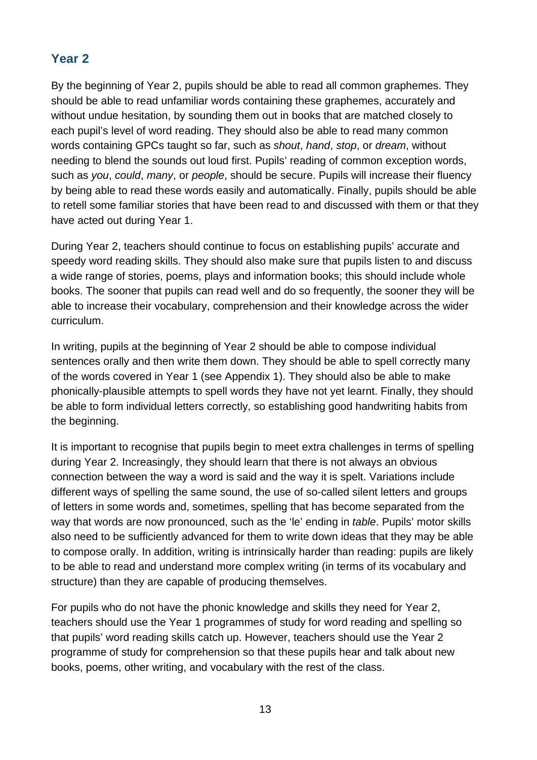## Year 2

By the beginning of Year 2, pupils should be able to read all common graphemes. They should be able to read unfamiliar words containing these graphemes, accurately and without undue hesitation, by sounding them out in books that are matched closely to each pupil's level of word reading. They should also be able to read many common words containing GPCs taught so far, such as *shout*, *hand*, *stop*, or *dream*, without needing to blend the sounds out loud first. Pupils' reading of common exception words, such as *you*, *could*, *many*, or *people*, should be secure. Pupils will increase their fluency by being able to read these words easily and automatically. Finally, pupils should be able to retell some familiar stories that have been read to and discussed with them or that they have acted out during Year 1.

During Year 2, teachers should continue to focus on establishing pupils' accurate and speedy word reading skills. They should also make sure that pupils listen to and discuss a wide range of stories, poems, plays and information books; this should include whole books. The sooner that pupils can read well and do so frequently, the sooner they will be able to increase their vocabulary, comprehension and their knowledge across the wider curriculum.

In writing, pupils at the beginning of Year 2 should be able to compose individual sentences orally and then write them down. They should be able to spell correctly many of the words covered in Year 1 (see Appendix 1). They should also be able to make phonically-plausible attempts to spell words they have not yet learnt. Finally, they should be able to form individual letters correctly, so establishing good handwriting habits from the beginning.

It is important to recognise that pupils begin to meet extra challenges in terms of spelling during Year 2. Increasingly, they should learn that there is not always an obvious connection between the way a word is said and the way it is spelt. Variations include different ways of spelling the same sound, the use of so-called silent letters and groups of letters in some words and, sometimes, spelling that has become separated from the way that words are now pronounced, such as the 'le' ending in *table*. Pupils' motor skills also need to be sufficiently advanced for them to write down ideas that they may be able to compose orally. In addition, writing is intrinsically harder than reading: pupils are likely to be able to read and understand more complex writing (in terms of its vocabulary and structure) than they are capable of producing themselves.

For pupils who do not have the phonic knowledge and skills they need for Year 2, teachers should use the Year 1 programmes of study for word reading and spelling so that pupils' word reading skills catch up. However, teachers should use the Year 2 programme of study for comprehension so that these pupils hear and talk about new books, poems, other writing, and vocabulary with the rest of the class.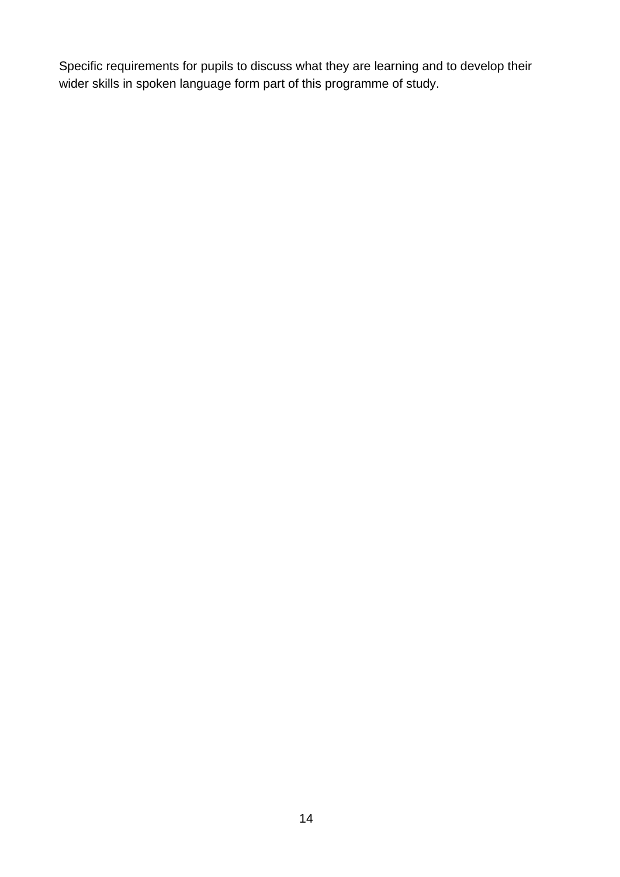Specific requirements for pupils to discuss what they are learning and to develop their wider skills in spoken language form part of this programme of study.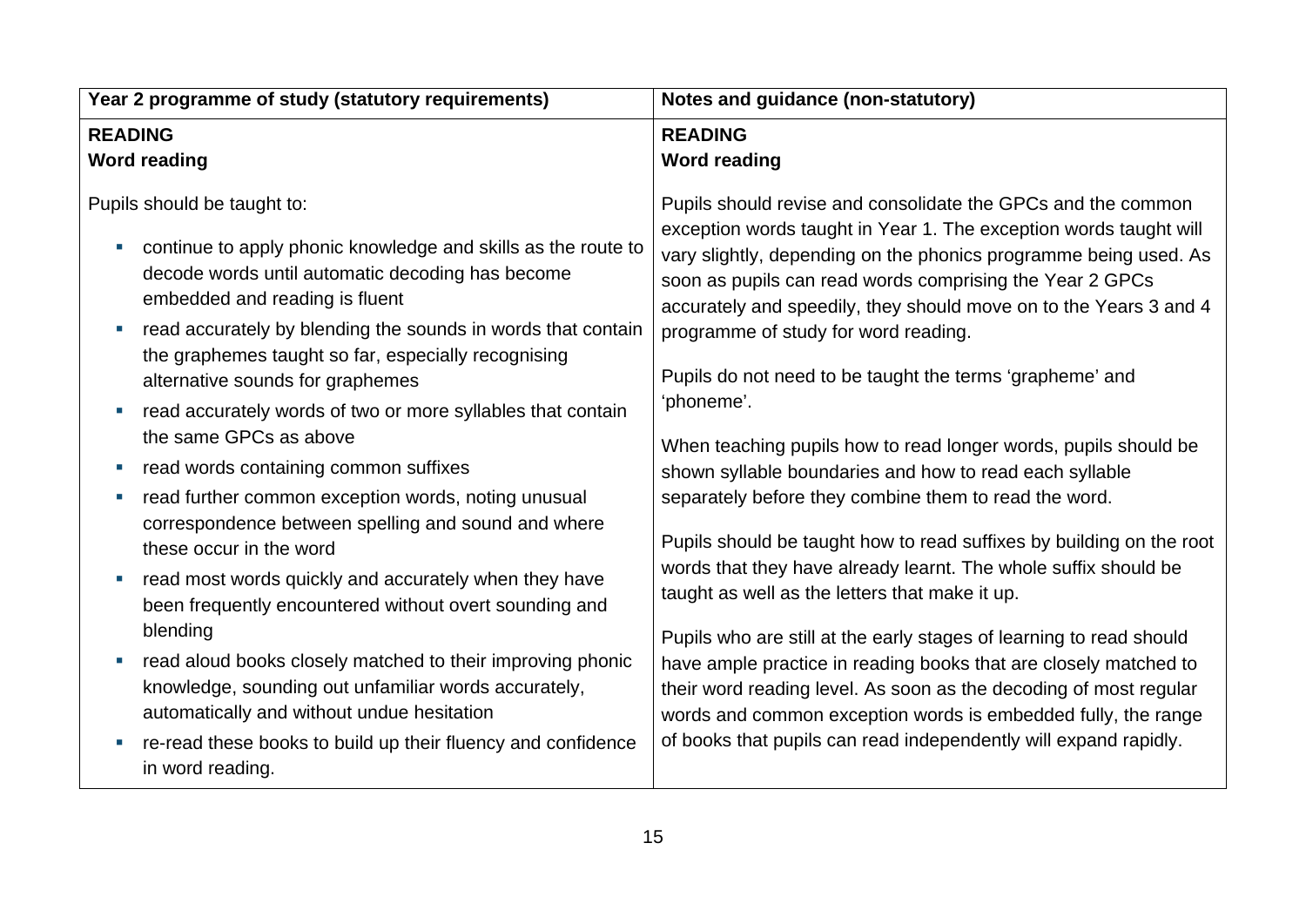| Year 2 programme of study (statutory requirements) | Notes and guidance (non-statutory) |
|---|---|
| **READING**<br>**Word reading**<br><br>Pupils should be taught to:<br><br>▪ continue to apply phonic knowledge and skills as the route to decode words until automatic decoding has become embedded and reading is fluent<br>▪ read accurately by blending the sounds in words that contain the graphemes taught so far, especially recognising alternative sounds for graphemes<br>▪ read accurately words of two or more syllables that contain the same GPCs as above<br>▪ read words containing common suffixes<br>▪ read further common exception words, noting unusual correspondence between spelling and sound and where these occur in the word<br>▪ read most words quickly and accurately when they have been frequently encountered without overt sounding and blending<br>▪ read aloud books closely matched to their improving phonic knowledge, sounding out unfamiliar words accurately, automatically and without undue hesitation<br>▪ re-read these books to build up their fluency and confidence in word reading. | **READING**<br>**Word reading**<br><br>Pupils should revise and consolidate the GPCs and the common exception words taught in Year 1. The exception words taught will vary slightly, depending on the phonics programme being used. As soon as pupils can read words comprising the Year 2 GPCs accurately and speedily, they should move on to the Years 3 and 4 programme of study for word reading.<br><br>Pupils do not need to be taught the terms 'grapheme' and 'phoneme'.<br><br>When teaching pupils how to read longer words, pupils should be shown syllable boundaries and how to read each syllable separately before they combine them to read the word.<br><br>Pupils should be taught how to read suffixes by building on the root words that they have already learnt. The whole suffix should be taught as well as the letters that make it up.<br><br>Pupils who are still at the early stages of learning to read should have ample practice in reading books that are closely matched to their word reading level. As soon as the decoding of most regular words and common exception words is embedded fully, the range of books that pupils can read independently will expand rapidly. |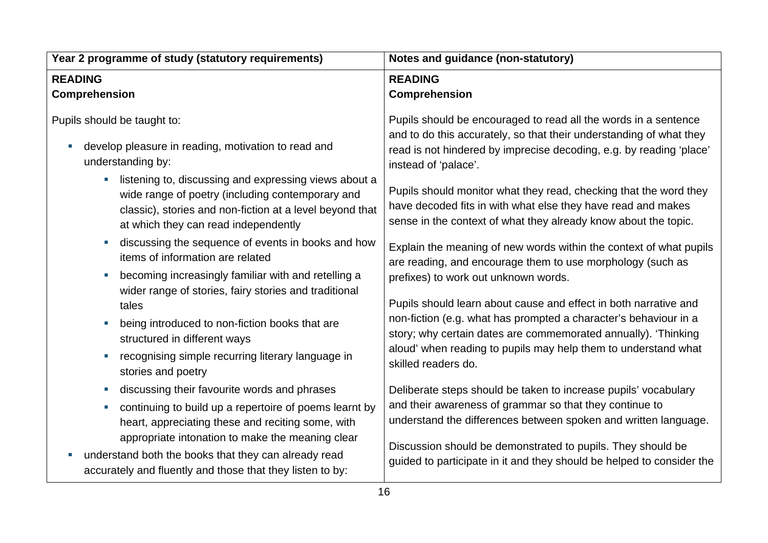| Year 2 programme of study (statutory requirements) | Notes and guidance (non-statutory) |
| --- | --- |
| **READING**<br>**Comprehension**<br><br>Pupils should be taught to:<br><br>- develop pleasure in reading, motivation to read and understanding by:<br>  - listening to, discussing and expressing views about a wide range of poetry (including contemporary and classic), stories and non-fiction at a level beyond that at which they can read independently<br>  - discussing the sequence of events in books and how items of information are related<br>  - becoming increasingly familiar with and retelling a wider range of stories, fairy stories and traditional tales<br>  - being introduced to non-fiction books that are structured in different ways<br>  - recognising simple recurring literary language in stories and poetry<br>  - discussing their favourite words and phrases<br>  - continuing to build up a repertoire of poems learnt by heart, appreciating these and reciting some, with appropriate intonation to make the meaning clear<br>- understand both the books that they can already read accurately and fluently and those that they listen to by: | **READING**<br>**Comprehension**<br><br>Pupils should be encouraged to read all the words in a sentence and to do this accurately, so that their understanding of what they read is not hindered by imprecise decoding, e.g. by reading 'place' instead of 'palace'.<br><br>Pupils should monitor what they read, checking that the word they have decoded fits in with what else they have read and makes sense in the context of what they already know about the topic.<br><br>Explain the meaning of new words within the context of what pupils are reading, and encourage them to use morphology (such as prefixes) to work out unknown words.<br><br>Pupils should learn about cause and effect in both narrative and non-fiction (e.g. what has prompted a character's behaviour in a story; why certain dates are commemorated annually). 'Thinking aloud' when reading to pupils may help them to understand what skilled readers do.<br><br>Deliberate steps should be taken to increase pupils' vocabulary and their awareness of grammar so that they continue to understand the differences between spoken and written language.<br><br>Discussion should be demonstrated to pupils. They should be guided to participate in it and they should be helped to consider the |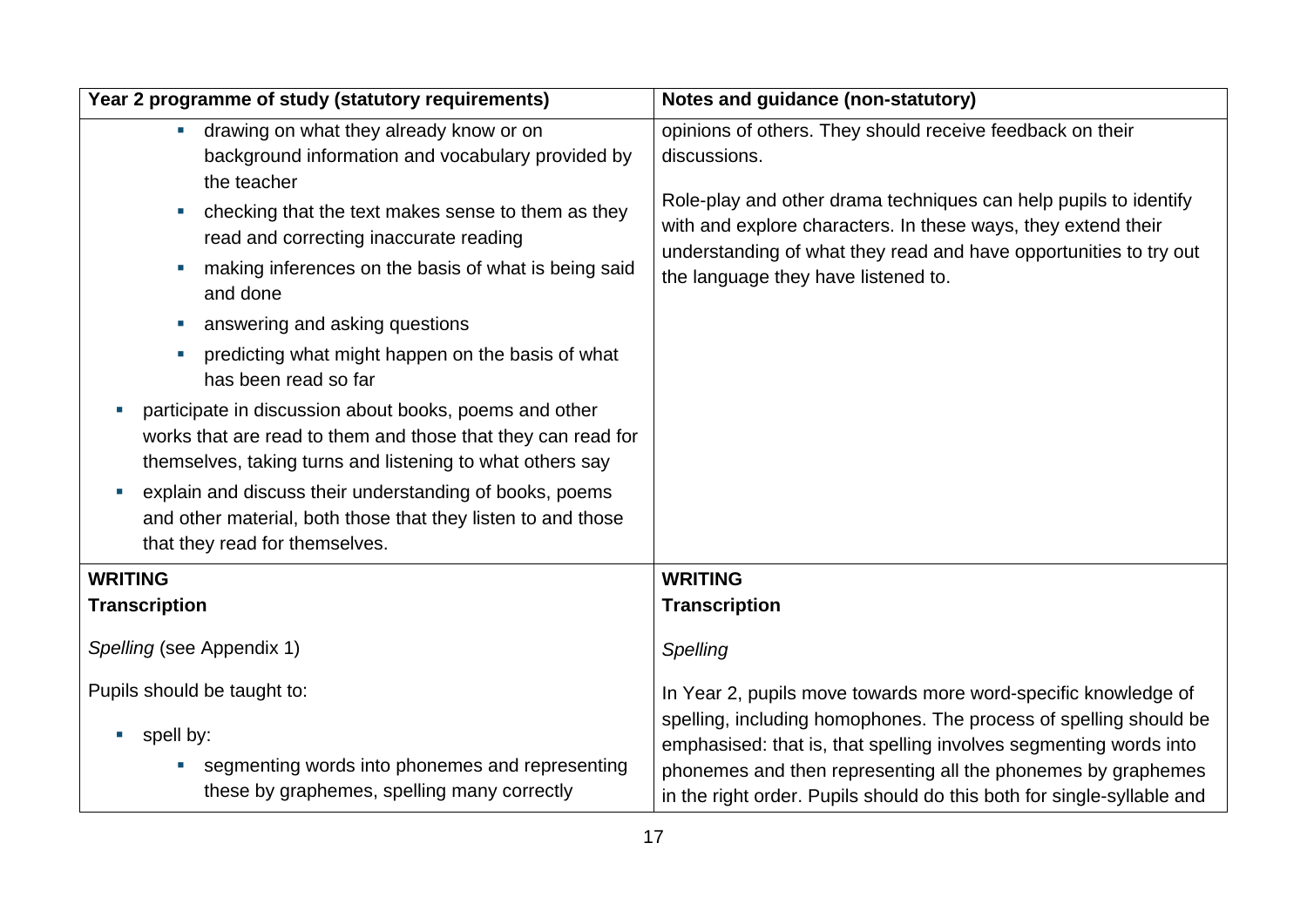| Year 2 programme of study (statutory requirements) | Notes and guidance (non-statutory) |
| --- | --- |
| ▪ drawing on what they already know or on background information and vocabulary provided by the teacher<br>▪ checking that the text makes sense to them as they read and correcting inaccurate reading<br>▪ making inferences on the basis of what is being said and done<br>▪ answering and asking questions<br>▪ predicting what might happen on the basis of what has been read so far<br>▪ participate in discussion about books, poems and other works that are read to them and those that they can read for themselves, taking turns and listening to what others say<br>▪ explain and discuss their understanding of books, poems and other material, both those that they listen to and those that they read for themselves. | opinions of others. They should receive feedback on their discussions.<br><br>Role-play and other drama techniques can help pupils to identify with and explore characters. In these ways, they extend their understanding of what they read and have opportunities to try out the language they have listened to. |
| **WRITING**<br>**Transcription**<br><br>*Spelling* (see Appendix 1)<br><br>Pupils should be taught to:<br>▪ spell by:<br>▪ segmenting words into phonemes and representing these by graphemes, spelling many correctly | **WRITING**<br>**Transcription**<br><br>*Spelling*<br><br>In Year 2, pupils move towards more word-specific knowledge of spelling, including homophones. The process of spelling should be emphasised: that is, that spelling involves segmenting words into phonemes and then representing all the phonemes by graphemes in the right order. Pupils should do this both for single-syllable and |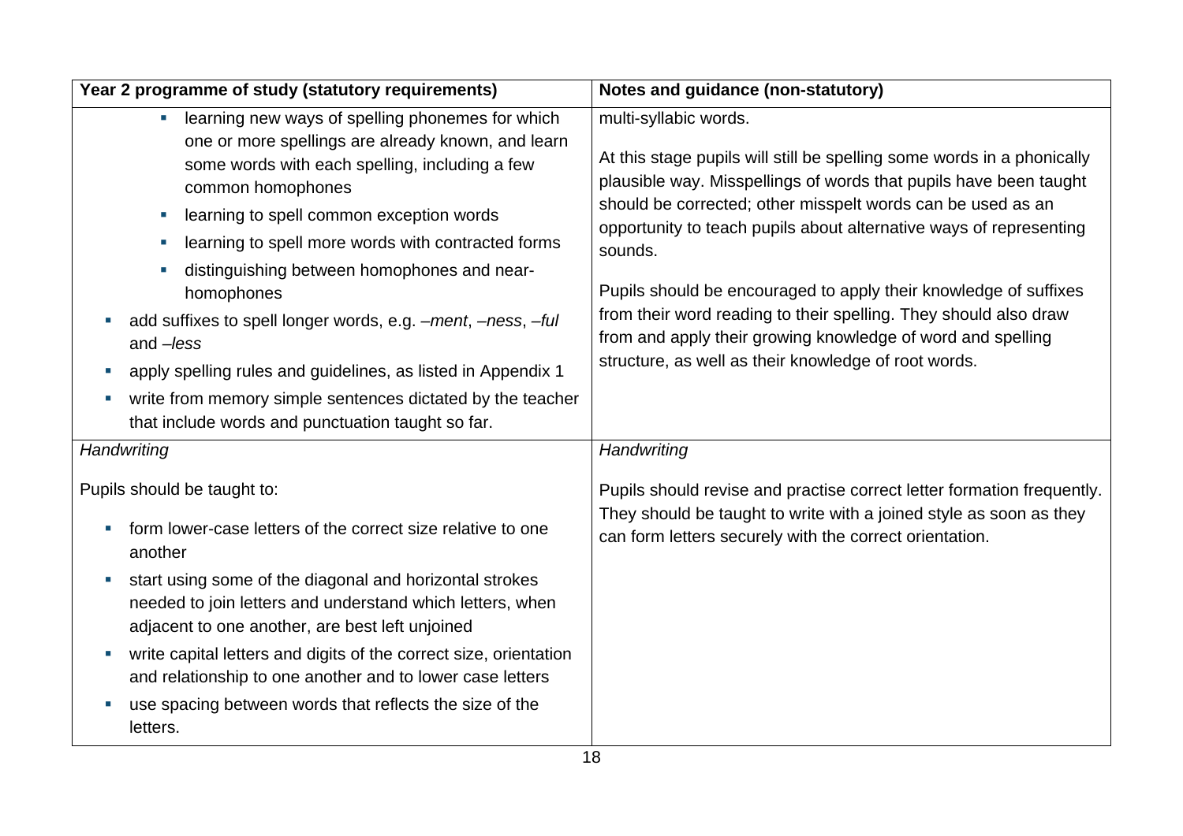| Year 2 programme of study (statutory requirements) | Notes and guidance (non-statutory) |
| --- | --- |
| - learning new ways of spelling phonemes for which one or more spellings are already known, and learn some words with each spelling, including a few common homophones<br>- learning to spell common exception words<br>- learning to spell more words with contracted forms<br>- distinguishing between homophones and near-homophones<br><br>- add suffixes to spell longer words, e.g. *–ment*, *–ness*, *–ful* and *–less*<br>- apply spelling rules and guidelines, as listed in Appendix 1<br>- write from memory simple sentences dictated by the teacher that include words and punctuation taught so far. | multi-syllabic words.<br><br>At this stage pupils will still be spelling some words in a phonically plausible way. Misspellings of words that pupils have been taught should be corrected; other misspelt words can be used as an opportunity to teach pupils about alternative ways of representing sounds.<br><br>Pupils should be encouraged to apply their knowledge of suffixes from their word reading to their spelling. They should also draw from and apply their growing knowledge of word and spelling structure, as well as their knowledge of root words. |
| *Handwriting*<br><br>Pupils should be taught to:<br><br>- form lower-case letters of the correct size relative to one another<br>- start using some of the diagonal and horizontal strokes needed to join letters and understand which letters, when adjacent to one another, are best left unjoined<br>- write capital letters and digits of the correct size, orientation and relationship to one another and to lower case letters<br>- use spacing between words that reflects the size of the letters. | *Handwriting*<br><br>Pupils should revise and practise correct letter formation frequently. They should be taught to write with a joined style as soon as they can form letters securely with the correct orientation. |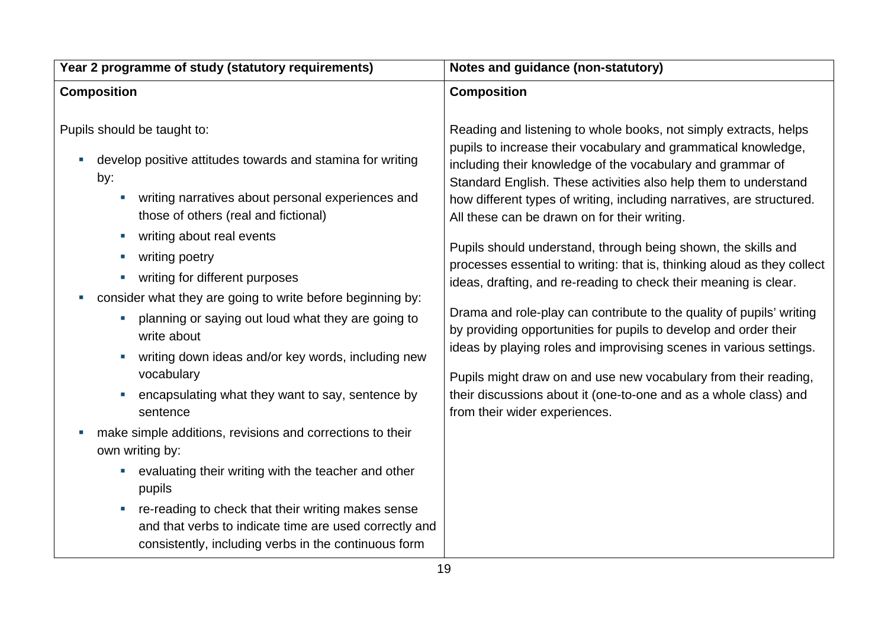| Year 2 programme of study (statutory requirements) | Notes and guidance (non-statutory) |
|---|---|
| **Composition**<br><br>Pupils should be taught to:<br><ul><li>develop positive attitudes towards and stamina for writing by:<ul><li>writing narratives about personal experiences and those of others (real and fictional)</li><li>writing about real events</li><li>writing poetry</li><li>writing for different purposes</li></ul></li><li>consider what they are going to write before beginning by:<ul><li>planning or saying out loud what they are going to write about</li><li>writing down ideas and/or key words, including new vocabulary</li><li>encapsulating what they want to say, sentence by sentence</li></ul></li><li>make simple additions, revisions and corrections to their own writing by:<ul><li>evaluating their writing with the teacher and other pupils</li><li>re-reading to check that their writing makes sense and that verbs to indicate time are used correctly and consistently, including verbs in the continuous form</li></ul></li></ul> | **Composition**<br><br>Reading and listening to whole books, not simply extracts, helps pupils to increase their vocabulary and grammatical knowledge, including their knowledge of the vocabulary and grammar of Standard English. These activities also help them to understand how different types of writing, including narratives, are structured. All these can be drawn on for their writing.<br><br>Pupils should understand, through being shown, the skills and processes essential to writing: that is, thinking aloud as they collect ideas, drafting, and re-reading to check their meaning is clear.<br><br>Drama and role-play can contribute to the quality of pupils' writing by providing opportunities for pupils to develop and order their ideas by playing roles and improvising scenes in various settings.<br><br>Pupils might draw on and use new vocabulary from their reading, their discussions about it (one-to-one and as a whole class) and from their wider experiences. |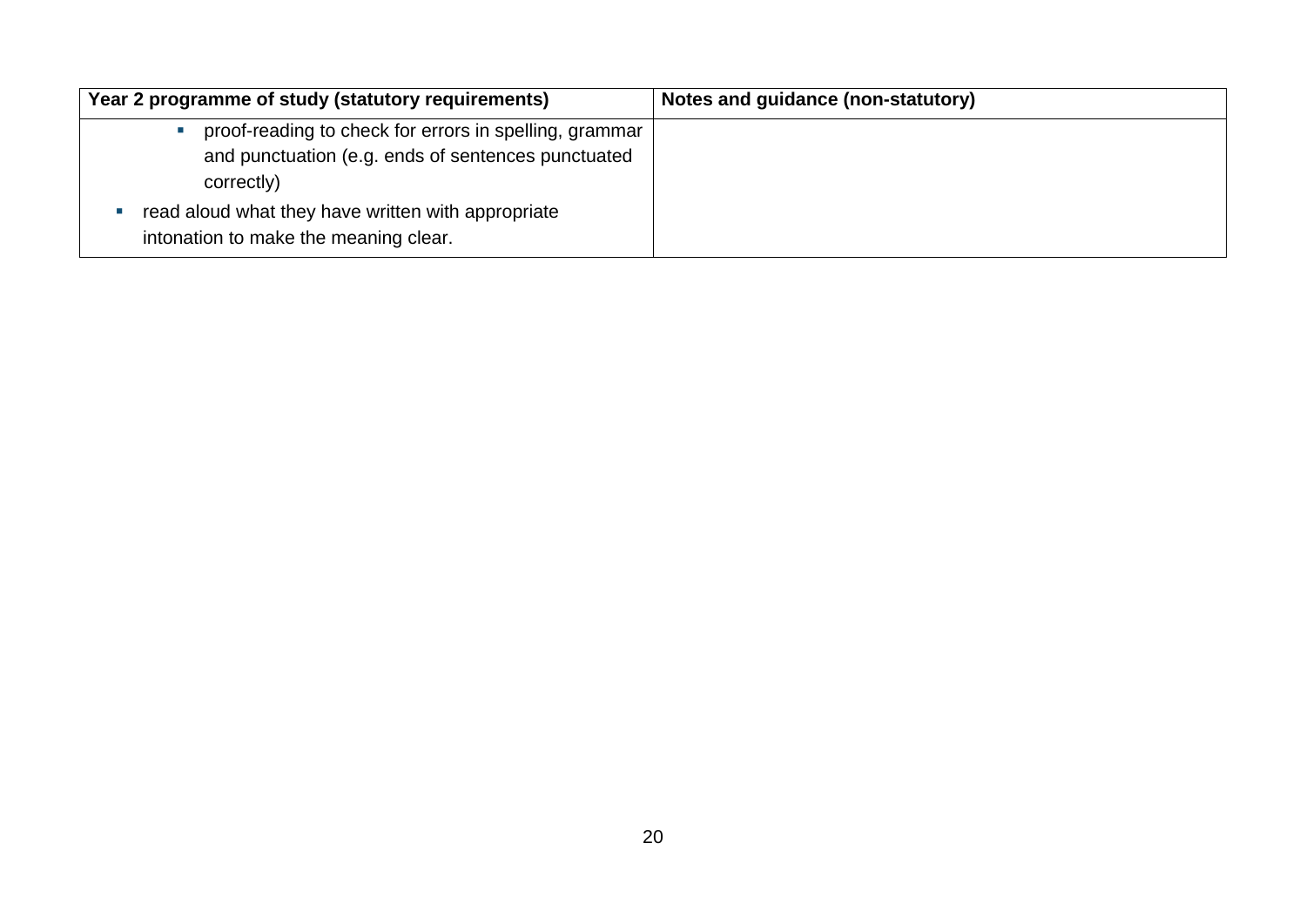| Year 2 programme of study (statutory requirements) | Notes and guidance (non-statutory) |
| --- | --- |
| ▪ proof-reading to check for errors in spelling, grammar and punctuation (e.g. ends of sentences punctuated correctly)<br>▪ read aloud what they have written with appropriate intonation to make the meaning clear. | |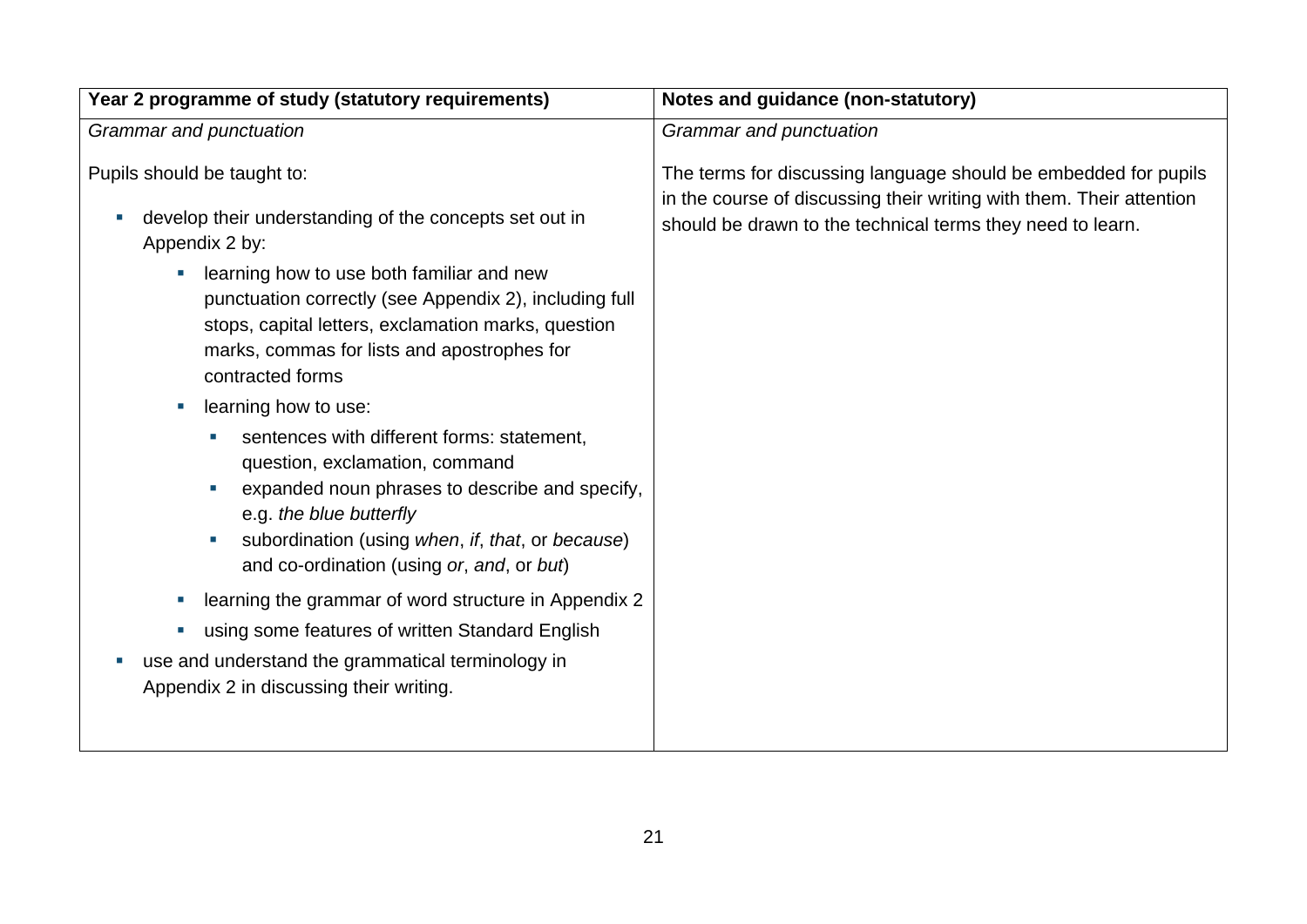| Year 2 programme of study (statutory requirements) | Notes and guidance (non-statutory) |
| --- | --- |
| *Grammar and punctuation*<br><br>Pupils should be taught to:<br><br>- develop their understanding of the concepts set out in Appendix 2 by:<br>  - learning how to use both familiar and new punctuation correctly (see Appendix 2), including full stops, capital letters, exclamation marks, question marks, commas for lists and apostrophes for contracted forms<br>  - learning how to use:<br>    - sentences with different forms: statement, question, exclamation, command<br>    - expanded noun phrases to describe and specify, e.g. *the blue butterfly*<br>    - subordination (using *when*, *if*, *that*, or *because*) and co-ordination (using *or*, *and*, or *but*)<br>  - learning the grammar of word structure in Appendix 2<br>  - using some features of written Standard English<br>- use and understand the grammatical terminology in Appendix 2 in discussing their writing. | *Grammar and punctuation*<br><br>The terms for discussing language should be embedded for pupils in the course of discussing their writing with them. Their attention should be drawn to the technical terms they need to learn. |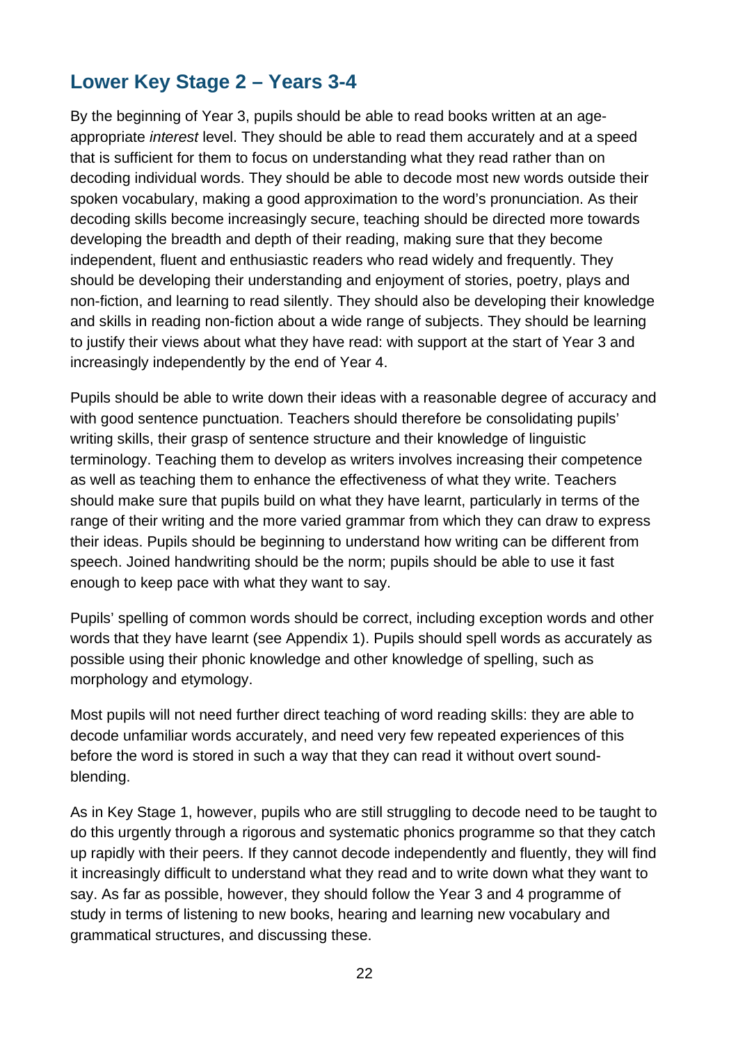## Lower Key Stage 2 – Years 3-4

By the beginning of Year 3, pupils should be able to read books written at an age-appropriate *interest* level. They should be able to read them accurately and at a speed that is sufficient for them to focus on understanding what they read rather than on decoding individual words. They should be able to decode most new words outside their spoken vocabulary, making a good approximation to the word's pronunciation. As their decoding skills become increasingly secure, teaching should be directed more towards developing the breadth and depth of their reading, making sure that they become independent, fluent and enthusiastic readers who read widely and frequently. They should be developing their understanding and enjoyment of stories, poetry, plays and non-fiction, and learning to read silently. They should also be developing their knowledge and skills in reading non-fiction about a wide range of subjects. They should be learning to justify their views about what they have read: with support at the start of Year 3 and increasingly independently by the end of Year 4.

Pupils should be able to write down their ideas with a reasonable degree of accuracy and with good sentence punctuation. Teachers should therefore be consolidating pupils' writing skills, their grasp of sentence structure and their knowledge of linguistic terminology. Teaching them to develop as writers involves increasing their competence as well as teaching them to enhance the effectiveness of what they write. Teachers should make sure that pupils build on what they have learnt, particularly in terms of the range of their writing and the more varied grammar from which they can draw to express their ideas. Pupils should be beginning to understand how writing can be different from speech. Joined handwriting should be the norm; pupils should be able to use it fast enough to keep pace with what they want to say.

Pupils' spelling of common words should be correct, including exception words and other words that they have learnt (see Appendix 1). Pupils should spell words as accurately as possible using their phonic knowledge and other knowledge of spelling, such as morphology and etymology.

Most pupils will not need further direct teaching of word reading skills: they are able to decode unfamiliar words accurately, and need very few repeated experiences of this before the word is stored in such a way that they can read it without overt sound-blending.

As in Key Stage 1, however, pupils who are still struggling to decode need to be taught to do this urgently through a rigorous and systematic phonics programme so that they catch up rapidly with their peers. If they cannot decode independently and fluently, they will find it increasingly difficult to understand what they read and to write down what they want to say. As far as possible, however, they should follow the Year 3 and 4 programme of study in terms of listening to new books, hearing and learning new vocabulary and grammatical structures, and discussing these.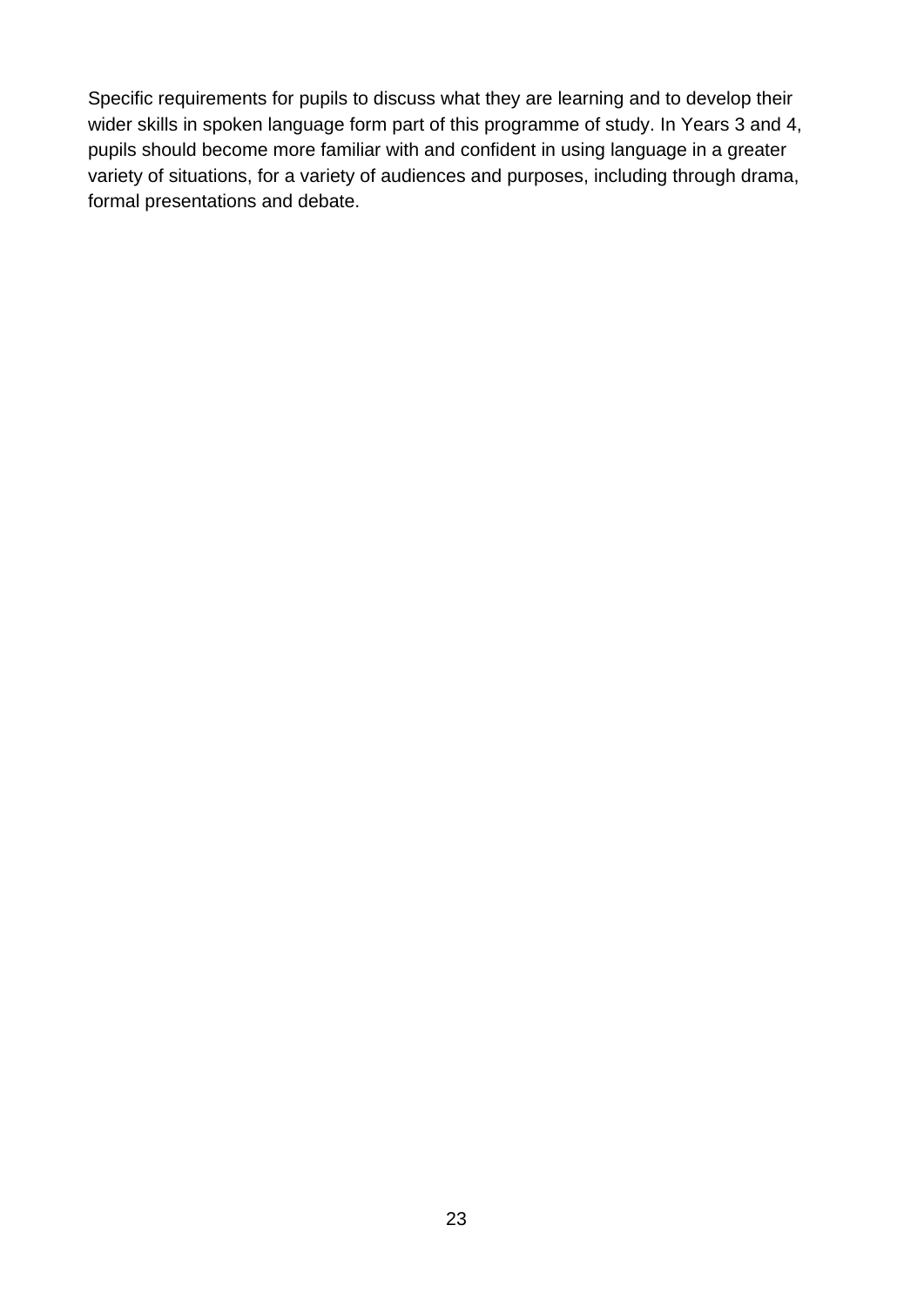Specific requirements for pupils to discuss what they are learning and to develop their wider skills in spoken language form part of this programme of study. In Years 3 and 4, pupils should become more familiar with and confident in using language in a greater variety of situations, for a variety of audiences and purposes, including through drama, formal presentations and debate.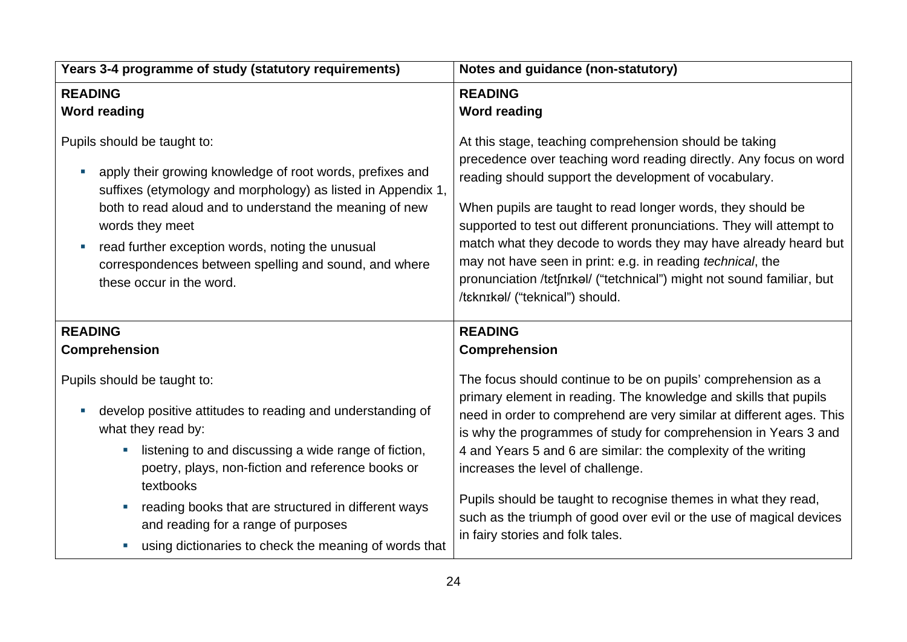| Years 3-4 programme of study (statutory requirements) | Notes and guidance (non-statutory) |
|---|---|
| **READING**<br>**Word reading**<br><br>Pupils should be taught to:<br>- apply their growing knowledge of root words, prefixes and suffixes (etymology and morphology) as listed in Appendix 1, both to read aloud and to understand the meaning of new words they meet<br>- read further exception words, noting the unusual correspondences between spelling and sound, and where these occur in the word. | **READING**<br>**Word reading**<br><br>At this stage, teaching comprehension should be taking precedence over teaching word reading directly. Any focus on word reading should support the development of vocabulary.<br><br>When pupils are taught to read longer words, they should be supported to test out different pronunciations. They will attempt to match what they decode to words they may have already heard but may not have seen in print: e.g. in reading *technical*, the pronunciation /tɛtʃnɪkəl/ ("tetchnical") might not sound familiar, but /tɛknɪkəl/ ("teknical") should. |
| **READING**<br>**Comprehension**<br><br>Pupils should be taught to:<br>- develop positive attitudes to reading and understanding of what they read by:<br>&nbsp;&nbsp;&nbsp;&nbsp;- listening to and discussing a wide range of fiction, poetry, plays, non-fiction and reference books or textbooks<br>&nbsp;&nbsp;&nbsp;&nbsp;- reading books that are structured in different ways and reading for a range of purposes<br>&nbsp;&nbsp;&nbsp;&nbsp;- using dictionaries to check the meaning of words that | **READING**<br>**Comprehension**<br><br>The focus should continue to be on pupils' comprehension as a primary element in reading. The knowledge and skills that pupils need in order to comprehend are very similar at different ages. This is why the programmes of study for comprehension in Years 3 and 4 and Years 5 and 6 are similar: the complexity of the writing increases the level of challenge.<br><br>Pupils should be taught to recognise themes in what they read, such as the triumph of good over evil or the use of magical devices in fairy stories and folk tales. |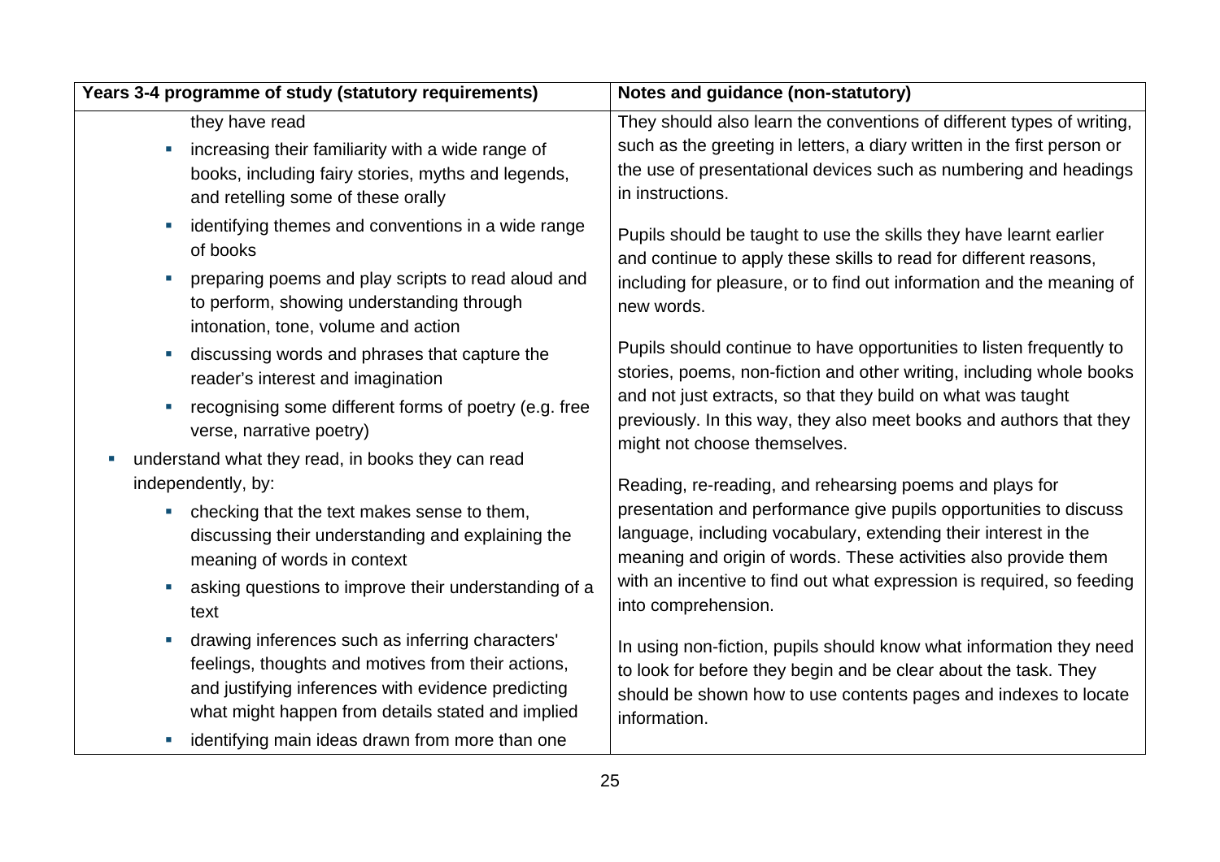| Years 3-4 programme of study (statutory requirements) | Notes and guidance (non-statutory) |
| --- | --- |
| they have read<br>▪ increasing their familiarity with a wide range of books, including fairy stories, myths and legends, and retelling some of these orally<br>▪ identifying themes and conventions in a wide range of books<br>▪ preparing poems and play scripts to read aloud and to perform, showing understanding through intonation, tone, volume and action<br>▪ discussing words and phrases that capture the reader's interest and imagination<br>▪ recognising some different forms of poetry (e.g. free verse, narrative poetry)<br>▪ understand what they read, in books they can read independently, by:<br>▪ checking that the text makes sense to them, discussing their understanding and explaining the meaning of words in context<br>▪ asking questions to improve their understanding of a text<br>▪ drawing inferences such as inferring characters' feelings, thoughts and motives from their actions, and justifying inferences with evidence predicting what might happen from details stated and implied<br>▪ identifying main ideas drawn from more than one | They should also learn the conventions of different types of writing, such as the greeting in letters, a diary written in the first person or the use of presentational devices such as numbering and headings in instructions.<br><br>Pupils should be taught to use the skills they have learnt earlier and continue to apply these skills to read for different reasons, including for pleasure, or to find out information and the meaning of new words.<br><br>Pupils should continue to have opportunities to listen frequently to stories, poems, non-fiction and other writing, including whole books and not just extracts, so that they build on what was taught previously. In this way, they also meet books and authors that they might not choose themselves.<br><br>Reading, re-reading, and rehearsing poems and plays for presentation and performance give pupils opportunities to discuss language, including vocabulary, extending their interest in the meaning and origin of words. These activities also provide them with an incentive to find out what expression is required, so feeding into comprehension.<br><br>In using non-fiction, pupils should know what information they need to look for before they begin and be clear about the task. They should be shown how to use contents pages and indexes to locate information. |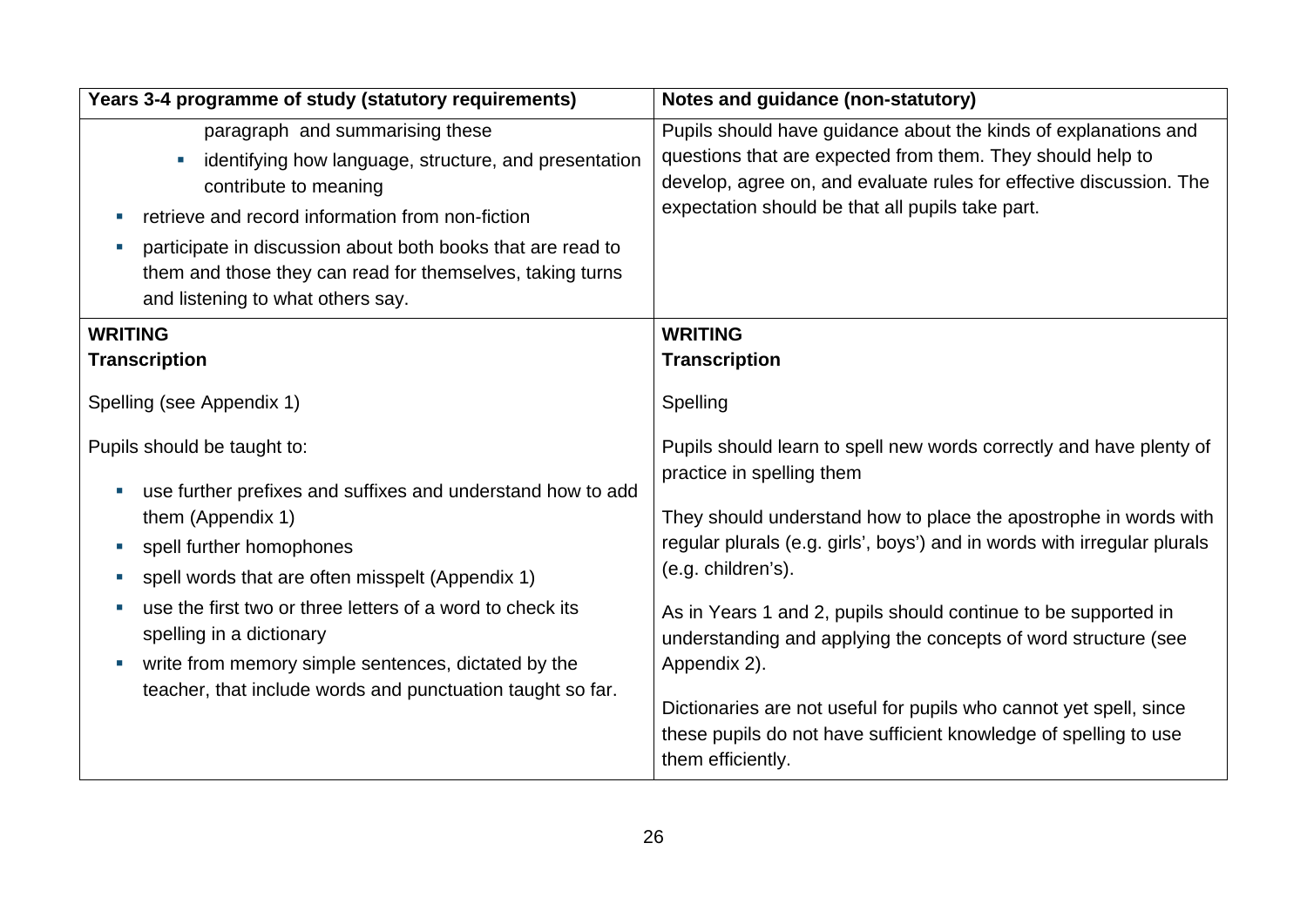| Years 3-4 programme of study (statutory requirements) | Notes and guidance (non-statutory) |
|---|---|
| paragraph and summarising these<br>▪ identifying how language, structure, and presentation contribute to meaning<br>▪ retrieve and record information from non-fiction<br>▪ participate in discussion about both books that are read to them and those they can read for themselves, taking turns and listening to what others say. | Pupils should have guidance about the kinds of explanations and questions that are expected from them. They should help to develop, agree on, and evaluate rules for effective discussion. The expectation should be that all pupils take part. |
| **WRITING**<br>**Transcription**<br><br>Spelling (see Appendix 1)<br><br>Pupils should be taught to:<br>▪ use further prefixes and suffixes and understand how to add them (Appendix 1)<br>▪ spell further homophones<br>▪ spell words that are often misspelt (Appendix 1)<br>▪ use the first two or three letters of a word to check its spelling in a dictionary<br>▪ write from memory simple sentences, dictated by the teacher, that include words and punctuation taught so far. | **WRITING**<br>**Transcription**<br><br>Spelling<br><br>Pupils should learn to spell new words correctly and have plenty of practice in spelling them<br><br>They should understand how to place the apostrophe in words with regular plurals (e.g. girls', boys') and in words with irregular plurals (e.g. children's).<br><br>As in Years 1 and 2, pupils should continue to be supported in understanding and applying the concepts of word structure (see Appendix 2).<br><br>Dictionaries are not useful for pupils who cannot yet spell, since these pupils do not have sufficient knowledge of spelling to use them efficiently. |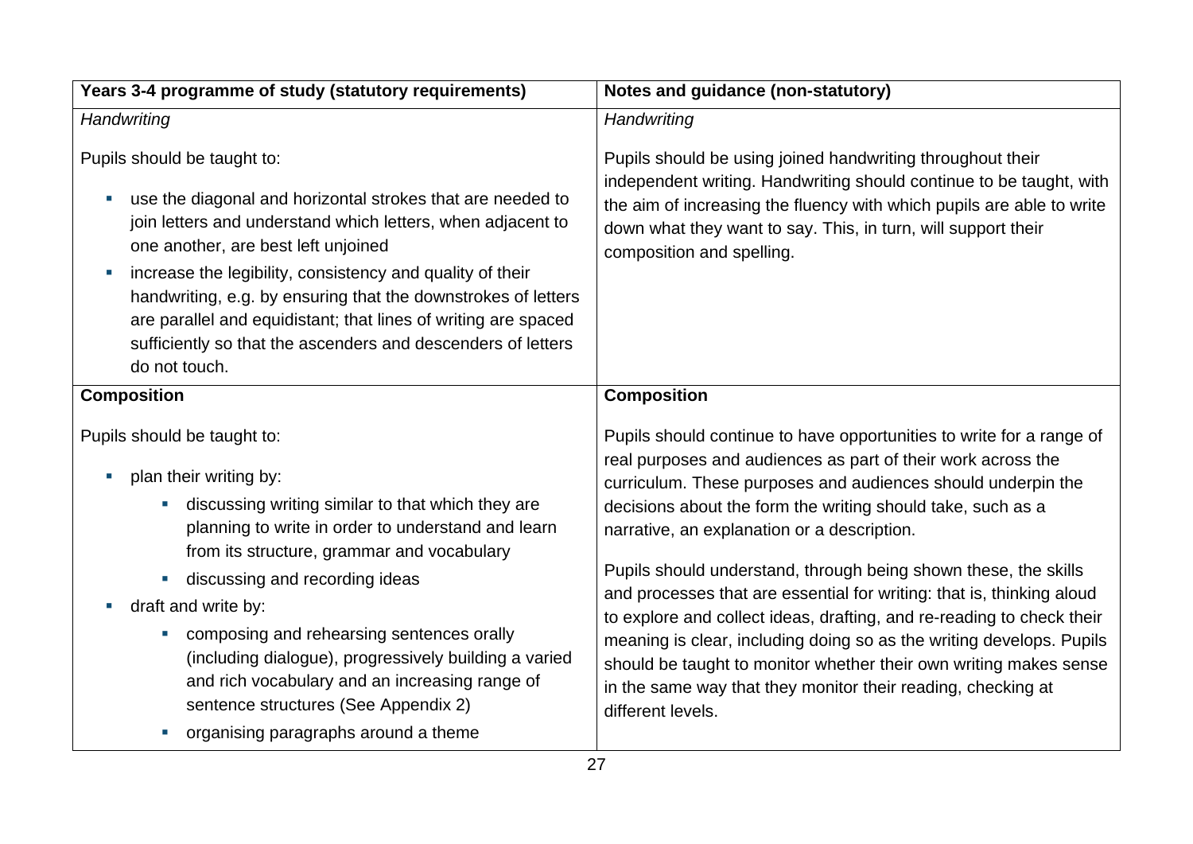| Years 3-4 programme of study (statutory requirements) | Notes and guidance (non-statutory) |
| --- | --- |
| *Handwriting*<br><br>Pupils should be taught to:<br><br>- use the diagonal and horizontal strokes that are needed to join letters and understand which letters, when adjacent to one another, are best left unjoined<br>- increase the legibility, consistency and quality of their handwriting, e.g. by ensuring that the downstrokes of letters are parallel and equidistant; that lines of writing are spaced sufficiently so that the ascenders and descenders of letters do not touch. | *Handwriting*<br><br>Pupils should be using joined handwriting throughout their independent writing. Handwriting should continue to be taught, with the aim of increasing the fluency with which pupils are able to write down what they want to say. This, in turn, will support their composition and spelling. |
| **Composition**<br><br>Pupils should be taught to:<br><br>- plan their writing by:<br>&nbsp;&nbsp;&nbsp;&nbsp;- discussing writing similar to that which they are planning to write in order to understand and learn from its structure, grammar and vocabulary<br>&nbsp;&nbsp;&nbsp;&nbsp;- discussing and recording ideas<br>- draft and write by:<br>&nbsp;&nbsp;&nbsp;&nbsp;- composing and rehearsing sentences orally (including dialogue), progressively building a varied and rich vocabulary and an increasing range of sentence structures (See Appendix 2)<br>&nbsp;&nbsp;&nbsp;&nbsp;- organising paragraphs around a theme | **Composition**<br><br>Pupils should continue to have opportunities to write for a range of real purposes and audiences as part of their work across the curriculum. These purposes and audiences should underpin the decisions about the form the writing should take, such as a narrative, an explanation or a description.<br><br>Pupils should understand, through being shown these, the skills and processes that are essential for writing: that is, thinking aloud to explore and collect ideas, drafting, and re-reading to check their meaning is clear, including doing so as the writing develops. Pupils should be taught to monitor whether their own writing makes sense in the same way that they monitor their reading, checking at different levels. |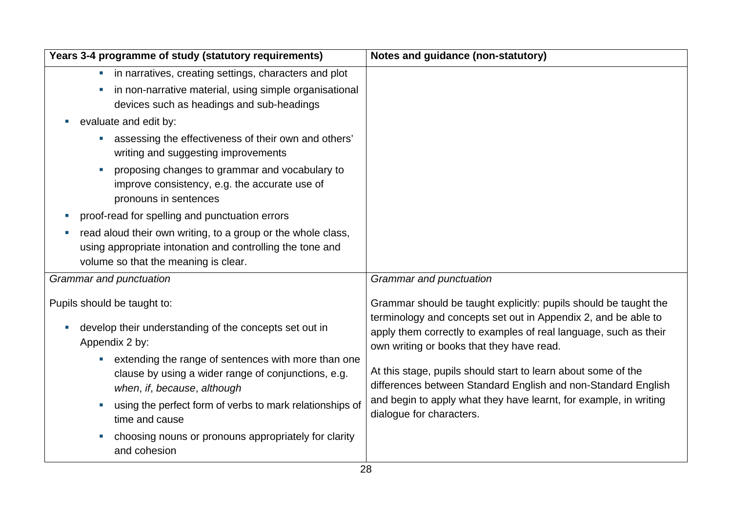| Years 3-4 programme of study (statutory requirements) | Notes and guidance (non-statutory) |
|---|---|
| - in narratives, creating settings, characters and plot<br>- in non-narrative material, using simple organisational devices such as headings and sub-headings<br><br>- evaluate and edit by:<br>  - assessing the effectiveness of their own and others' writing and suggesting improvements<br>  - proposing changes to grammar and vocabulary to improve consistency, e.g. the accurate use of pronouns in sentences<br><br>- proof-read for spelling and punctuation errors<br>- read aloud their own writing, to a group or the whole class, using appropriate intonation and controlling the tone and volume so that the meaning is clear. | |
| *Grammar and punctuation*<br><br>Pupils should be taught to:<br><br>- develop their understanding of the concepts set out in Appendix 2 by:<br>  - extending the range of sentences with more than one clause by using a wider range of conjunctions, e.g. *when*, *if*, *because*, *although*<br>  - using the perfect form of verbs to mark relationships of time and cause<br>  - choosing nouns or pronouns appropriately for clarity and cohesion | *Grammar and punctuation*<br><br>Grammar should be taught explicitly: pupils should be taught the terminology and concepts set out in Appendix 2, and be able to apply them correctly to examples of real language, such as their own writing or books that they have read.<br><br>At this stage, pupils should start to learn about some of the differences between Standard English and non-Standard English and begin to apply what they have learnt, for example, in writing dialogue for characters. |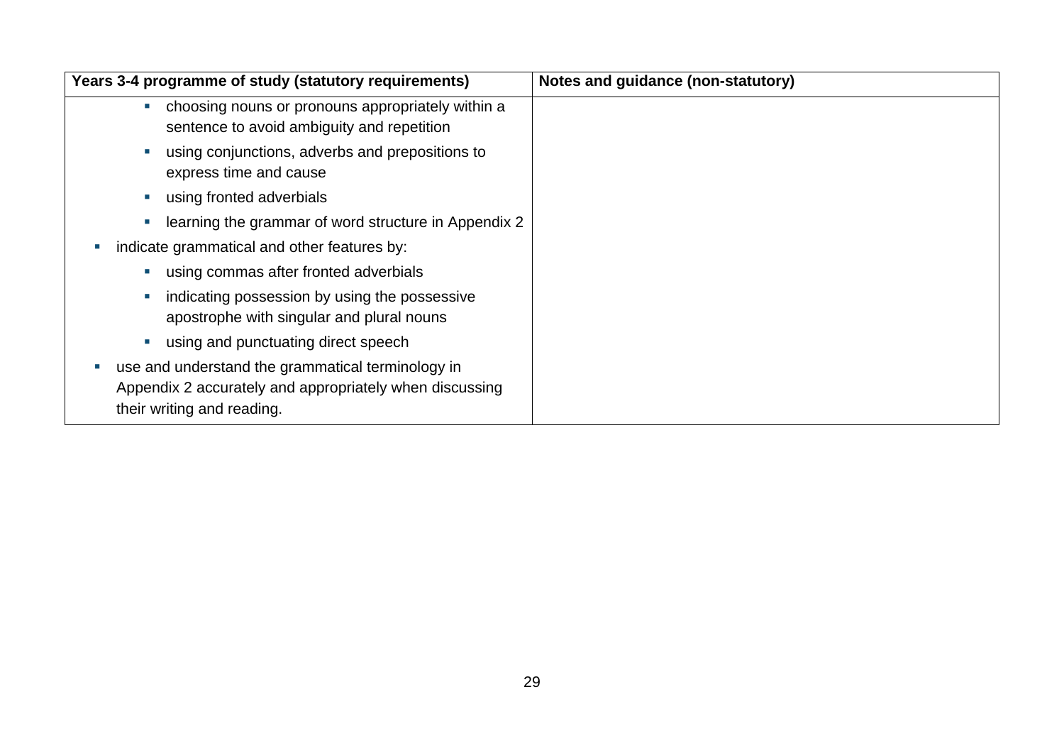| Years 3-4 programme of study (statutory requirements) | Notes and guidance (non-statutory) |
|---|---|
| ▪ choosing nouns or pronouns appropriately within a sentence to avoid ambiguity and repetition<br>▪ using conjunctions, adverbs and prepositions to express time and cause<br>▪ using fronted adverbials<br>▪ learning the grammar of word structure in Appendix 2<br>▪ indicate grammatical and other features by:<br>▪ using commas after fronted adverbials<br>▪ indicating possession by using the possessive apostrophe with singular and plural nouns<br>▪ using and punctuating direct speech<br>▪ use and understand the grammatical terminology in Appendix 2 accurately and appropriately when discussing their writing and reading. | |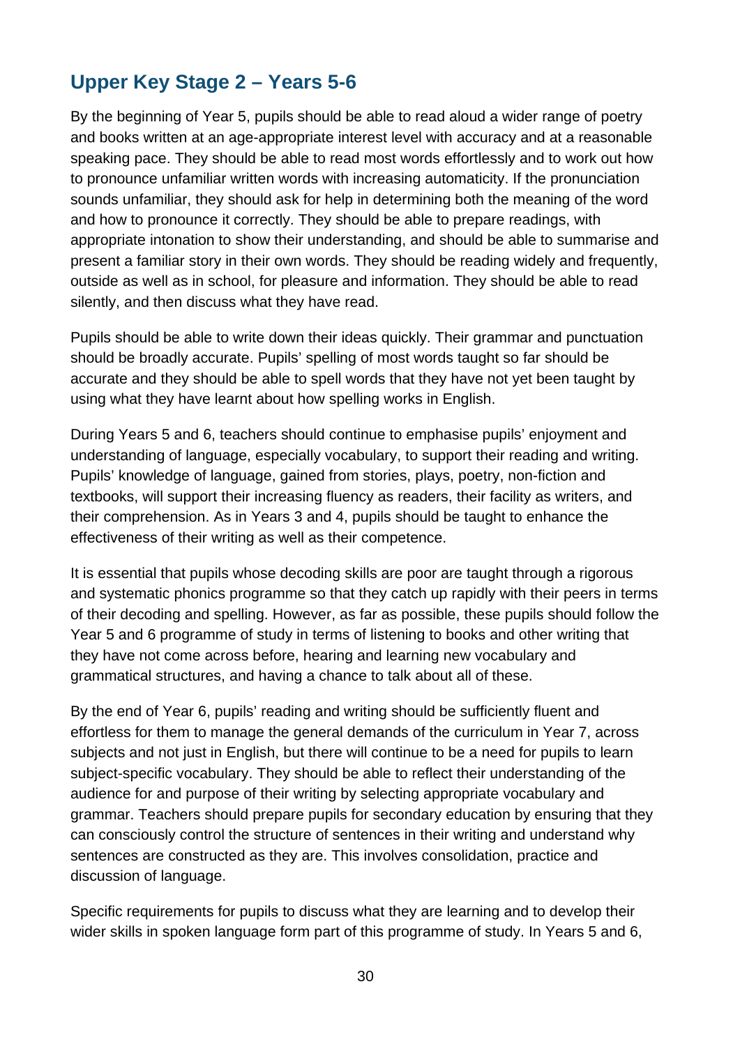## Upper Key Stage 2 – Years 5-6

By the beginning of Year 5, pupils should be able to read aloud a wider range of poetry and books written at an age-appropriate interest level with accuracy and at a reasonable speaking pace. They should be able to read most words effortlessly and to work out how to pronounce unfamiliar written words with increasing automaticity. If the pronunciation sounds unfamiliar, they should ask for help in determining both the meaning of the word and how to pronounce it correctly. They should be able to prepare readings, with appropriate intonation to show their understanding, and should be able to summarise and present a familiar story in their own words. They should be reading widely and frequently, outside as well as in school, for pleasure and information. They should be able to read silently, and then discuss what they have read.

Pupils should be able to write down their ideas quickly. Their grammar and punctuation should be broadly accurate. Pupils' spelling of most words taught so far should be accurate and they should be able to spell words that they have not yet been taught by using what they have learnt about how spelling works in English.

During Years 5 and 6, teachers should continue to emphasise pupils' enjoyment and understanding of language, especially vocabulary, to support their reading and writing. Pupils' knowledge of language, gained from stories, plays, poetry, non-fiction and textbooks, will support their increasing fluency as readers, their facility as writers, and their comprehension. As in Years 3 and 4, pupils should be taught to enhance the effectiveness of their writing as well as their competence.

It is essential that pupils whose decoding skills are poor are taught through a rigorous and systematic phonics programme so that they catch up rapidly with their peers in terms of their decoding and spelling. However, as far as possible, these pupils should follow the Year 5 and 6 programme of study in terms of listening to books and other writing that they have not come across before, hearing and learning new vocabulary and grammatical structures, and having a chance to talk about all of these.

By the end of Year 6, pupils' reading and writing should be sufficiently fluent and effortless for them to manage the general demands of the curriculum in Year 7, across subjects and not just in English, but there will continue to be a need for pupils to learn subject-specific vocabulary. They should be able to reflect their understanding of the audience for and purpose of their writing by selecting appropriate vocabulary and grammar. Teachers should prepare pupils for secondary education by ensuring that they can consciously control the structure of sentences in their writing and understand why sentences are constructed as they are. This involves consolidation, practice and discussion of language.

Specific requirements for pupils to discuss what they are learning and to develop their wider skills in spoken language form part of this programme of study. In Years 5 and 6,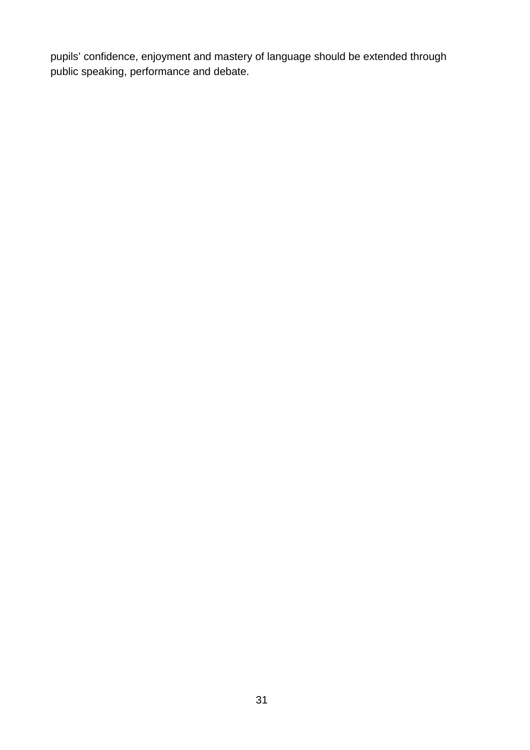pupils' confidence, enjoyment and mastery of language should be extended through public speaking, performance and debate.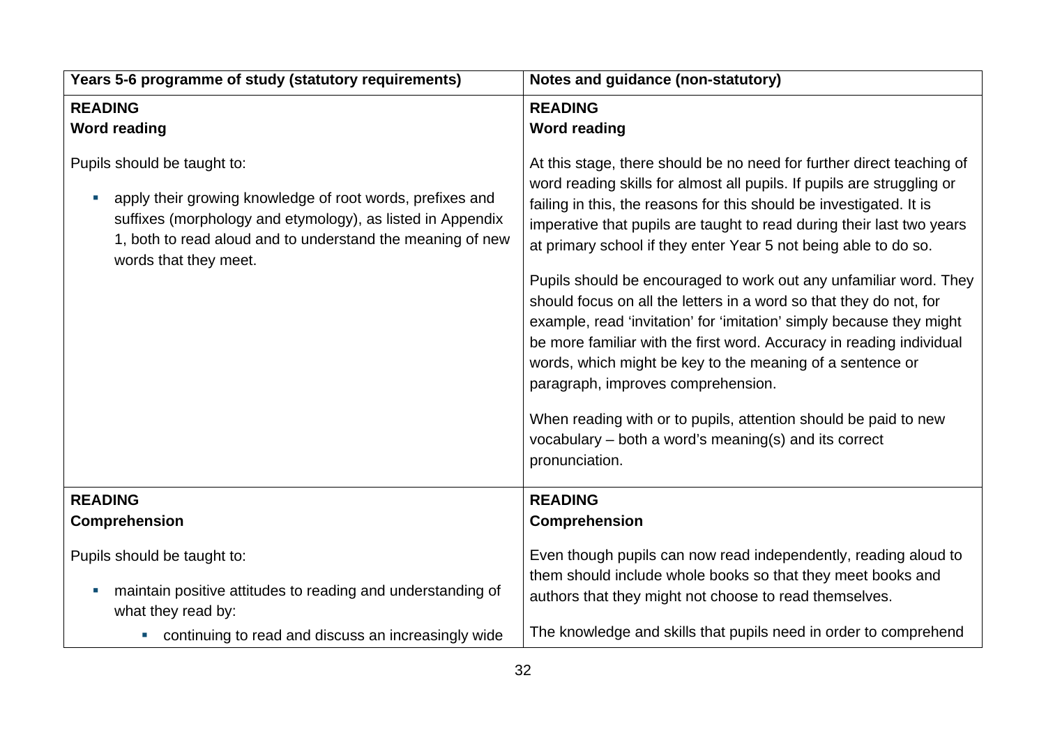| Years 5-6 programme of study (statutory requirements) | Notes and guidance (non-statutory) |
| --- | --- |
| **READING**<br>**Word reading**<br><br>Pupils should be taught to:<br><br>- apply their growing knowledge of root words, prefixes and suffixes (morphology and etymology), as listed in Appendix 1, both to read aloud and to understand the meaning of new words that they meet. | **READING**<br>**Word reading**<br><br>At this stage, there should be no need for further direct teaching of word reading skills for almost all pupils. If pupils are struggling or failing in this, the reasons for this should be investigated. It is imperative that pupils are taught to read during their last two years at primary school if they enter Year 5 not being able to do so.<br><br>Pupils should be encouraged to work out any unfamiliar word. They should focus on all the letters in a word so that they do not, for example, read 'invitation' for 'imitation' simply because they might be more familiar with the first word. Accuracy in reading individual words, which might be key to the meaning of a sentence or paragraph, improves comprehension.<br><br>When reading with or to pupils, attention should be paid to new vocabulary – both a word's meaning(s) and its correct pronunciation. |
| **READING**<br>**Comprehension**<br><br>Pupils should be taught to:<br><br>- maintain positive attitudes to reading and understanding of what they read by:<br>  - continuing to read and discuss an increasingly wide | **READING**<br>**Comprehension**<br><br>Even though pupils can now read independently, reading aloud to them should include whole books so that they meet books and authors that they might not choose to read themselves.<br><br>The knowledge and skills that pupils need in order to comprehend |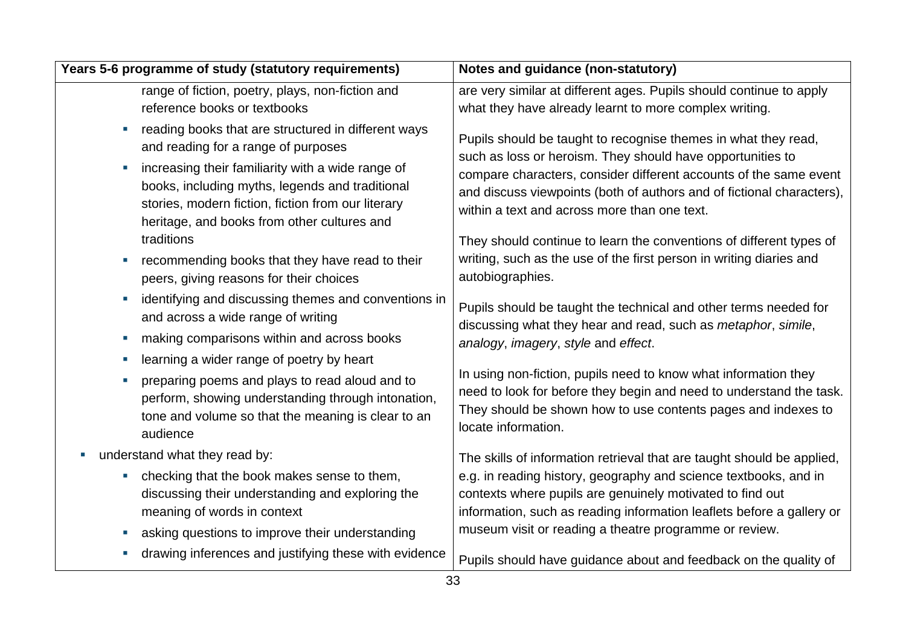| Years 5-6 programme of study (statutory requirements) | Notes and guidance (non-statutory) |
| --- | --- |
| range of fiction, poetry, plays, non-fiction and reference books or textbooks<br>▪ reading books that are structured in different ways and reading for a range of purposes<br>▪ increasing their familiarity with a wide range of books, including myths, legends and traditional stories, modern fiction, fiction from our literary heritage, and books from other cultures and traditions<br>▪ recommending books that they have read to their peers, giving reasons for their choices<br>▪ identifying and discussing themes and conventions in and across a wide range of writing<br>▪ making comparisons within and across books<br>▪ learning a wider range of poetry by heart<br>▪ preparing poems and plays to read aloud and to perform, showing understanding through intonation, tone and volume so that the meaning is clear to an audience<br>▪ understand what they read by:<br>▪ checking that the book makes sense to them, discussing their understanding and exploring the meaning of words in context<br>▪ asking questions to improve their understanding<br>▪ drawing inferences and justifying these with evidence | are very similar at different ages. Pupils should continue to apply what they have already learnt to more complex writing.<br><br>Pupils should be taught to recognise themes in what they read, such as loss or heroism. They should have opportunities to compare characters, consider different accounts of the same event and discuss viewpoints (both of authors and of fictional characters), within a text and across more than one text.<br><br>They should continue to learn the conventions of different types of writing, such as the use of the first person in writing diaries and autobiographies.<br><br>Pupils should be taught the technical and other terms needed for discussing what they hear and read, such as *metaphor*, *simile*, *analogy*, *imagery*, *style* and *effect*.<br><br>In using non-fiction, pupils need to know what information they need to look for before they begin and need to understand the task. They should be shown how to use contents pages and indexes to locate information.<br><br>The skills of information retrieval that are taught should be applied, e.g. in reading history, geography and science textbooks, and in contexts where pupils are genuinely motivated to find out information, such as reading information leaflets before a gallery or museum visit or reading a theatre programme or review.<br><br>Pupils should have guidance about and feedback on the quality of |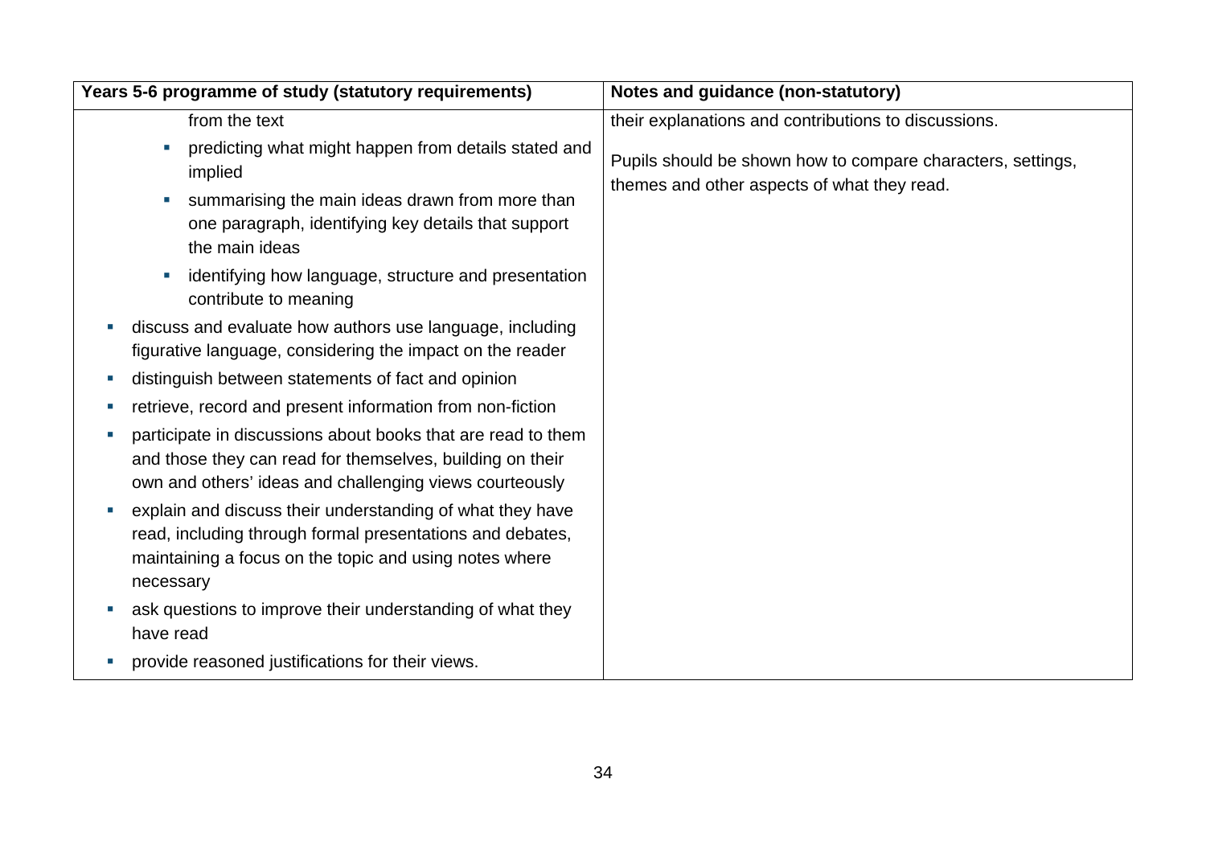| Years 5-6 programme of study (statutory requirements) | Notes and guidance (non-statutory) |
| --- | --- |
| from the text<br>▪ predicting what might happen from details stated and implied<br>▪ summarising the main ideas drawn from more than one paragraph, identifying key details that support the main ideas<br>▪ identifying how language, structure and presentation contribute to meaning<br>▪ discuss and evaluate how authors use language, including figurative language, considering the impact on the reader<br>▪ distinguish between statements of fact and opinion<br>▪ retrieve, record and present information from non-fiction<br>▪ participate in discussions about books that are read to them and those they can read for themselves, building on their own and others' ideas and challenging views courteously<br>▪ explain and discuss their understanding of what they have read, including through formal presentations and debates, maintaining a focus on the topic and using notes where necessary<br>▪ ask questions to improve their understanding of what they have read<br>▪ provide reasoned justifications for their views. | their explanations and contributions to discussions.<br><br>Pupils should be shown how to compare characters, settings, themes and other aspects of what they read. |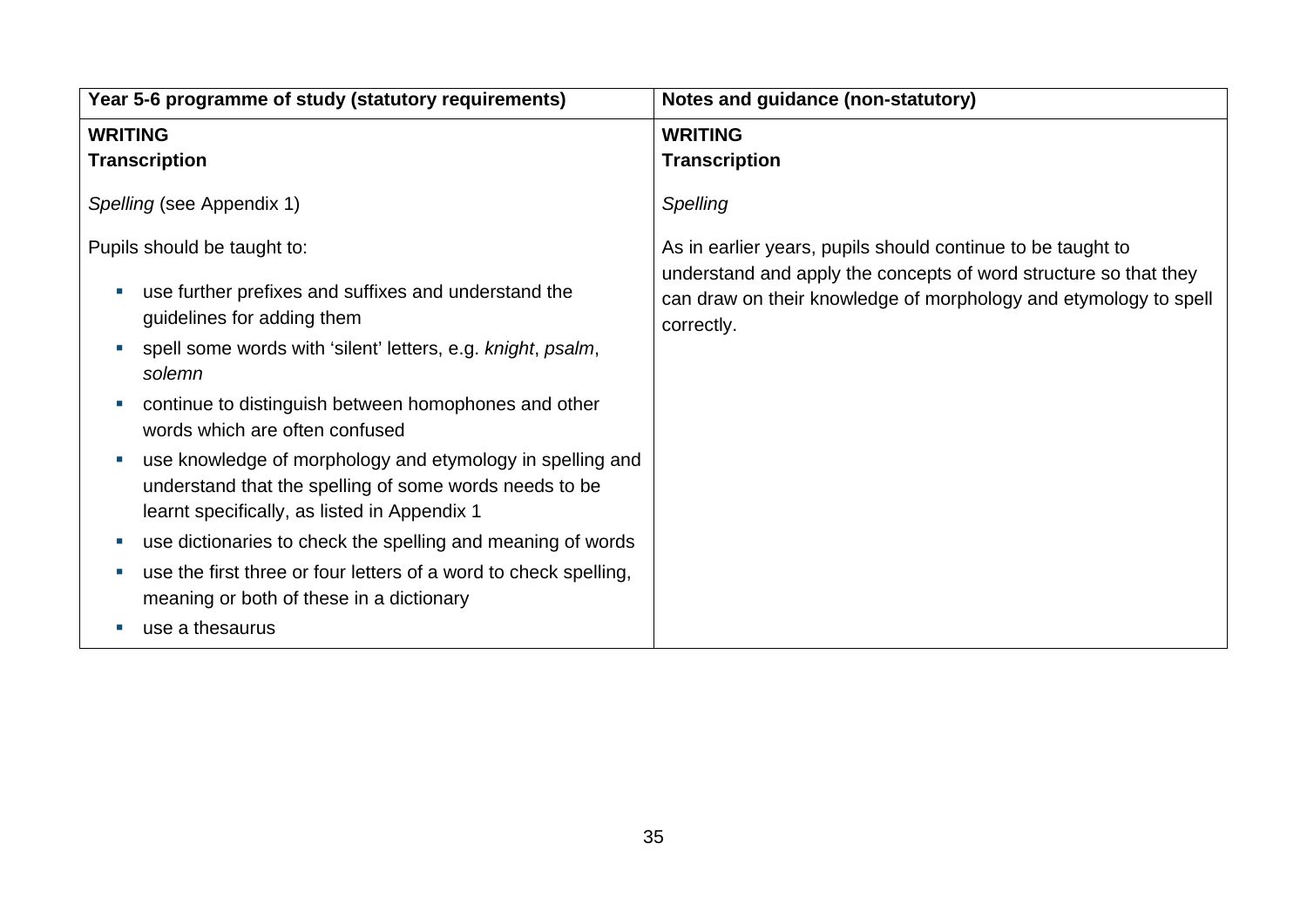| Year 5-6 programme of study (statutory requirements) | Notes and guidance (non-statutory) |
| --- | --- |
| **WRITING**<br>**Transcription**<br><br>*Spelling* (see Appendix 1)<br><br>Pupils should be taught to:<br>- use further prefixes and suffixes and understand the guidelines for adding them<br>- spell some words with 'silent' letters, e.g. *knight*, *psalm*, *solemn*<br>- continue to distinguish between homophones and other words which are often confused<br>- use knowledge of morphology and etymology in spelling and understand that the spelling of some words needs to be learnt specifically, as listed in Appendix 1<br>- use dictionaries to check the spelling and meaning of words<br>- use the first three or four letters of a word to check spelling, meaning or both of these in a dictionary<br>- use a thesaurus | **WRITING**<br>**Transcription**<br><br>*Spelling*<br><br>As in earlier years, pupils should continue to be taught to understand and apply the concepts of word structure so that they can draw on their knowledge of morphology and etymology to spell correctly. |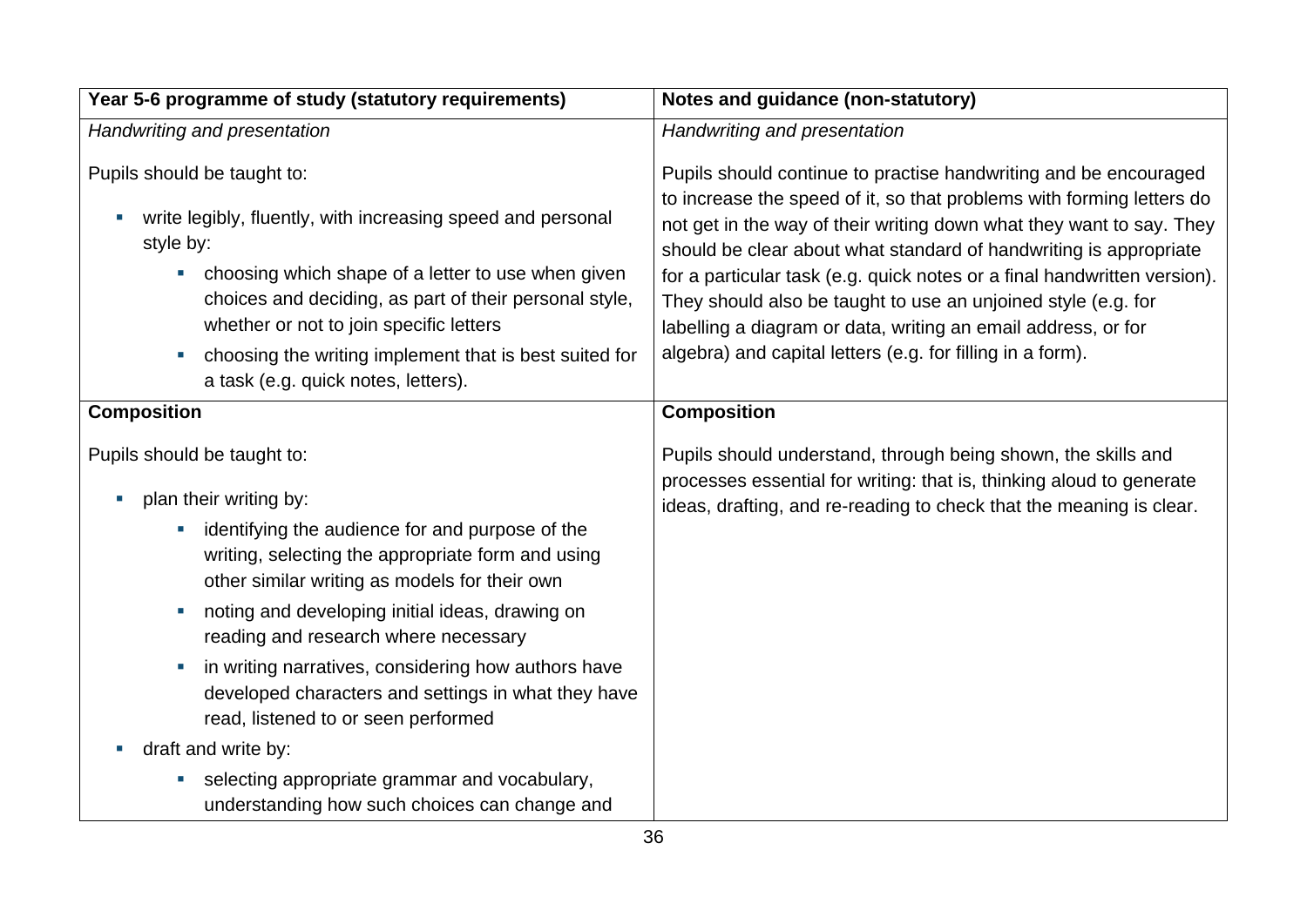| Year 5-6 programme of study (statutory requirements) | Notes and guidance (non-statutory) |
|---|---|
| *Handwriting and presentation*<br><br>Pupils should be taught to:<br><br>- write legibly, fluently, with increasing speed and personal style by:<br>  - choosing which shape of a letter to use when given choices and deciding, as part of their personal style, whether or not to join specific letters<br>  - choosing the writing implement that is best suited for a task (e.g. quick notes, letters). | *Handwriting and presentation*<br><br>Pupils should continue to practise handwriting and be encouraged to increase the speed of it, so that problems with forming letters do not get in the way of their writing down what they want to say. They should be clear about what standard of handwriting is appropriate for a particular task (e.g. quick notes or a final handwritten version). They should also be taught to use an unjoined style (e.g. for labelling a diagram or data, writing an email address, or for algebra) and capital letters (e.g. for filling in a form). |
| **Composition**<br><br>Pupils should be taught to:<br><br>- plan their writing by:<br>  - identifying the audience for and purpose of the writing, selecting the appropriate form and using other similar writing as models for their own<br>  - noting and developing initial ideas, drawing on reading and research where necessary<br>  - in writing narratives, considering how authors have developed characters and settings in what they have read, listened to or seen performed<br>- draft and write by:<br>  - selecting appropriate grammar and vocabulary, understanding how such choices can change and | **Composition**<br><br>Pupils should understand, through being shown, the skills and processes essential for writing: that is, thinking aloud to generate ideas, drafting, and re-reading to check that the meaning is clear. |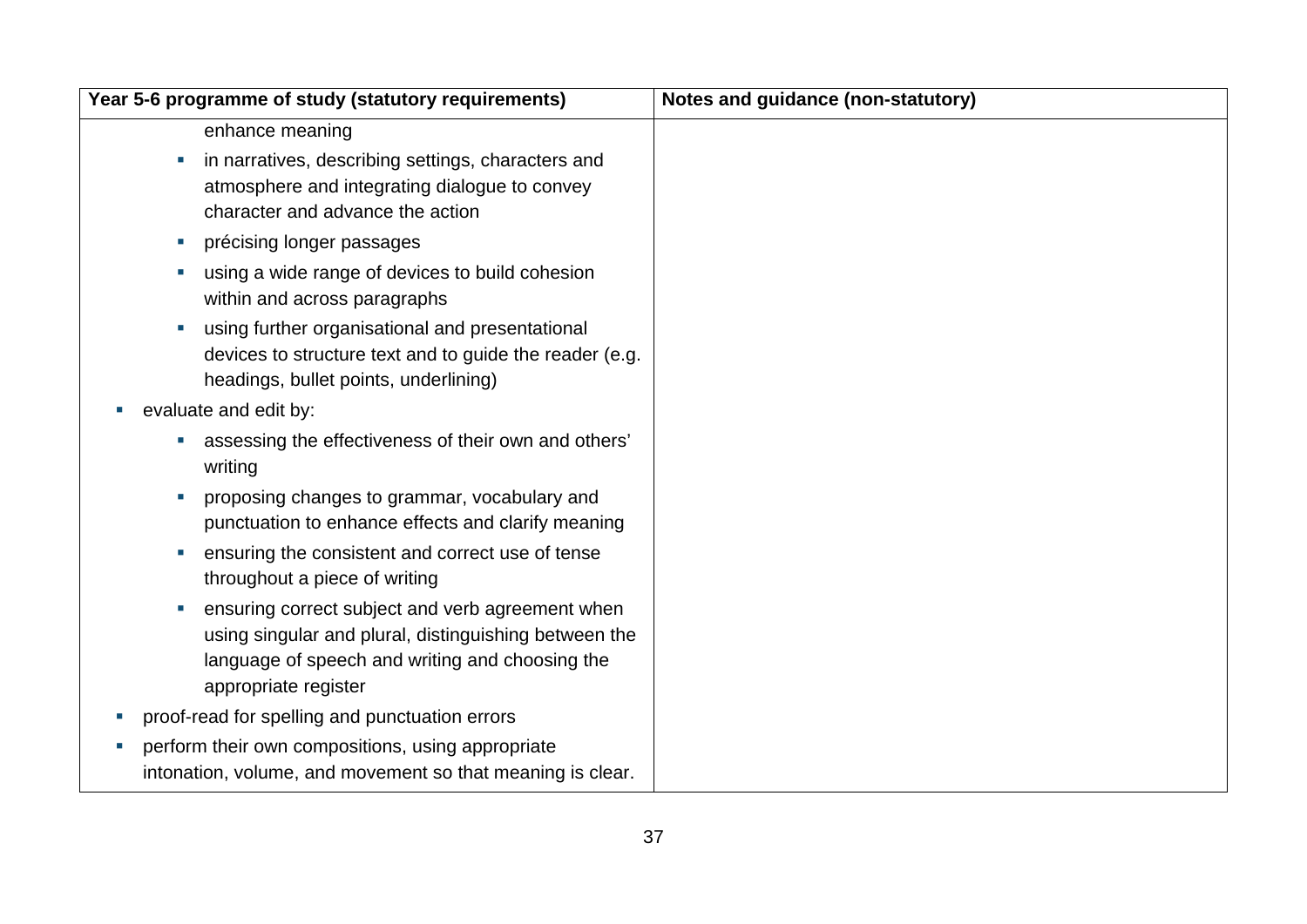| Year 5-6 programme of study (statutory requirements) | Notes and guidance (non-statutory) |
|---|---|
| enhance meaning<br>- in narratives, describing settings, characters and atmosphere and integrating dialogue to convey character and advance the action<br>- précising longer passages<br>- using a wide range of devices to build cohesion within and across paragraphs<br>- using further organisational and presentational devices to structure text and to guide the reader (e.g. headings, bullet points, underlining)<br>- evaluate and edit by:<br>&nbsp;&nbsp;- assessing the effectiveness of their own and others' writing<br>&nbsp;&nbsp;- proposing changes to grammar, vocabulary and punctuation to enhance effects and clarify meaning<br>&nbsp;&nbsp;- ensuring the consistent and correct use of tense throughout a piece of writing<br>&nbsp;&nbsp;- ensuring correct subject and verb agreement when using singular and plural, distinguishing between the language of speech and writing and choosing the appropriate register<br>- proof-read for spelling and punctuation errors<br>- perform their own compositions, using appropriate intonation, volume, and movement so that meaning is clear. | |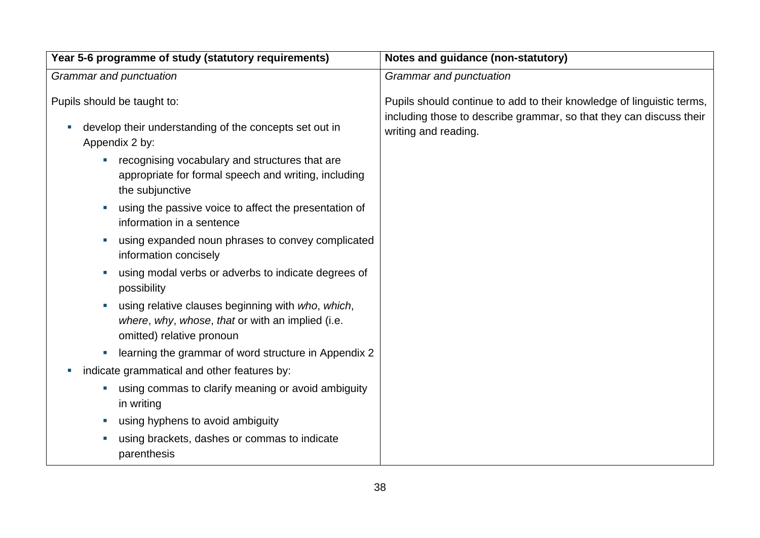| Year 5-6 programme of study (statutory requirements) | Notes and guidance (non-statutory) |
| --- | --- |
| *Grammar and punctuation*<br><br>Pupils should be taught to:<br><br>- develop their understanding of the concepts set out in Appendix 2 by:<br>  - recognising vocabulary and structures that are appropriate for formal speech and writing, including the subjunctive<br>  - using the passive voice to affect the presentation of information in a sentence<br>  - using expanded noun phrases to convey complicated information concisely<br>  - using modal verbs or adverbs to indicate degrees of possibility<br>  - using relative clauses beginning with *who*, *which*, *where*, *why*, *whose*, *that* or with an implied (i.e. omitted) relative pronoun<br>  - learning the grammar of word structure in Appendix 2<br>- indicate grammatical and other features by:<br>  - using commas to clarify meaning or avoid ambiguity in writing<br>  - using hyphens to avoid ambiguity<br>  - using brackets, dashes or commas to indicate parenthesis | *Grammar and punctuation*<br><br>Pupils should continue to add to their knowledge of linguistic terms, including those to describe grammar, so that they can discuss their writing and reading. |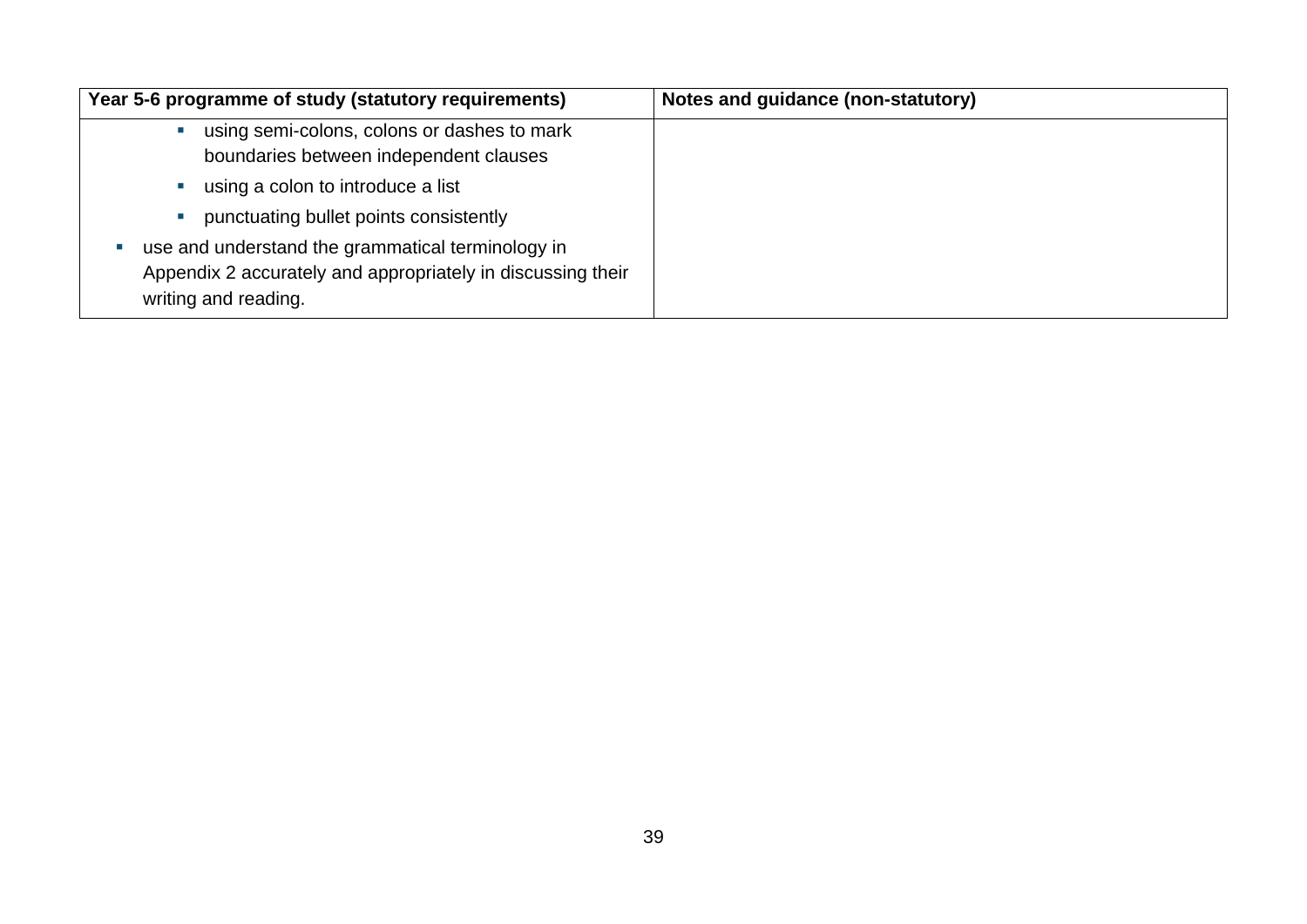| Year 5-6 programme of study (statutory requirements) | Notes and guidance (non-statutory) |
|---|---|
| - using semi-colons, colons or dashes to mark boundaries between independent clauses<br>- using a colon to introduce a list<br>- punctuating bullet points consistently<br><br>- use and understand the grammatical terminology in Appendix 2 accurately and appropriately in discussing their writing and reading. | |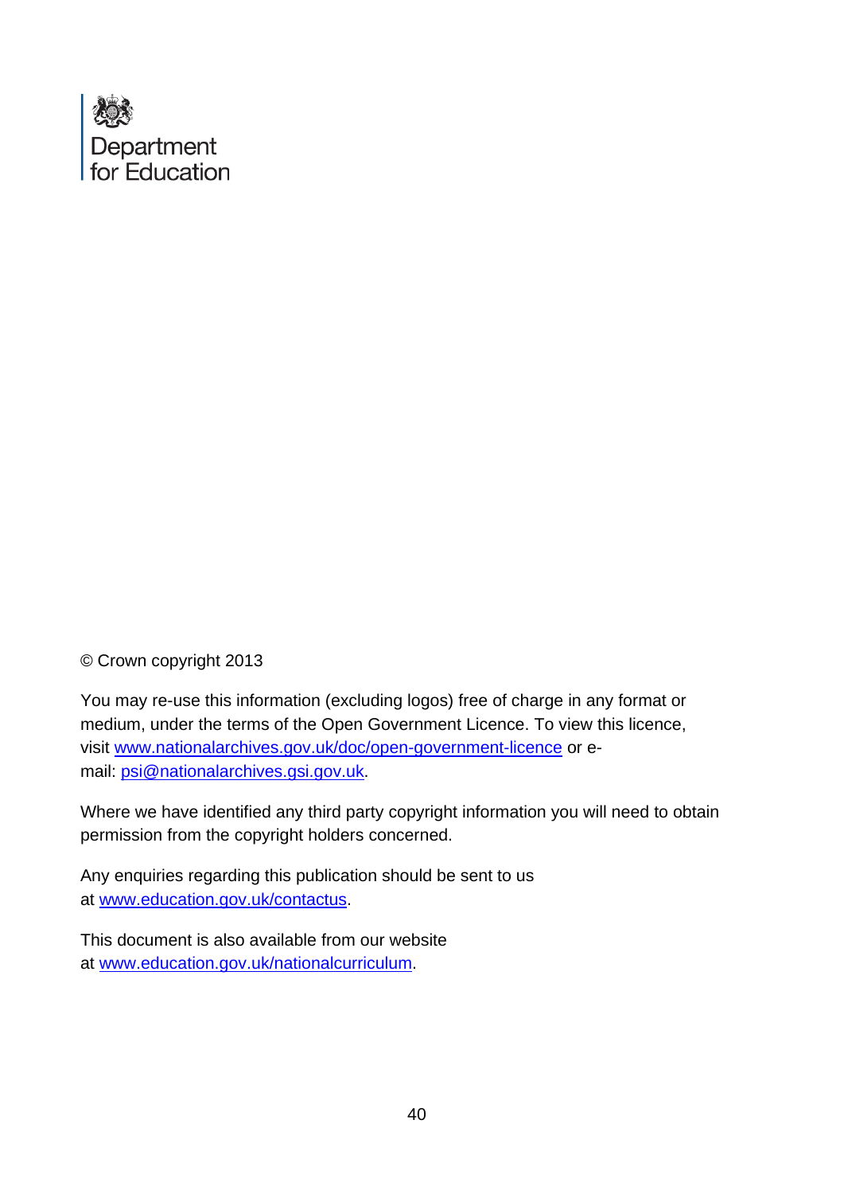Department for Education

© Crown copyright 2013

You may re-use this information (excluding logos) free of charge in any format or medium, under the terms of the Open Government Licence. To view this licence, visit www.nationalarchives.gov.uk/doc/open-government-licence or e-mail: psi@nationalarchives.gsi.gov.uk.

Where we have identified any third party copyright information you will need to obtain permission from the copyright holders concerned.

Any enquiries regarding this publication should be sent to us at www.education.gov.uk/contactus.

This document is also available from our website at www.education.gov.uk/nationalcurriculum.